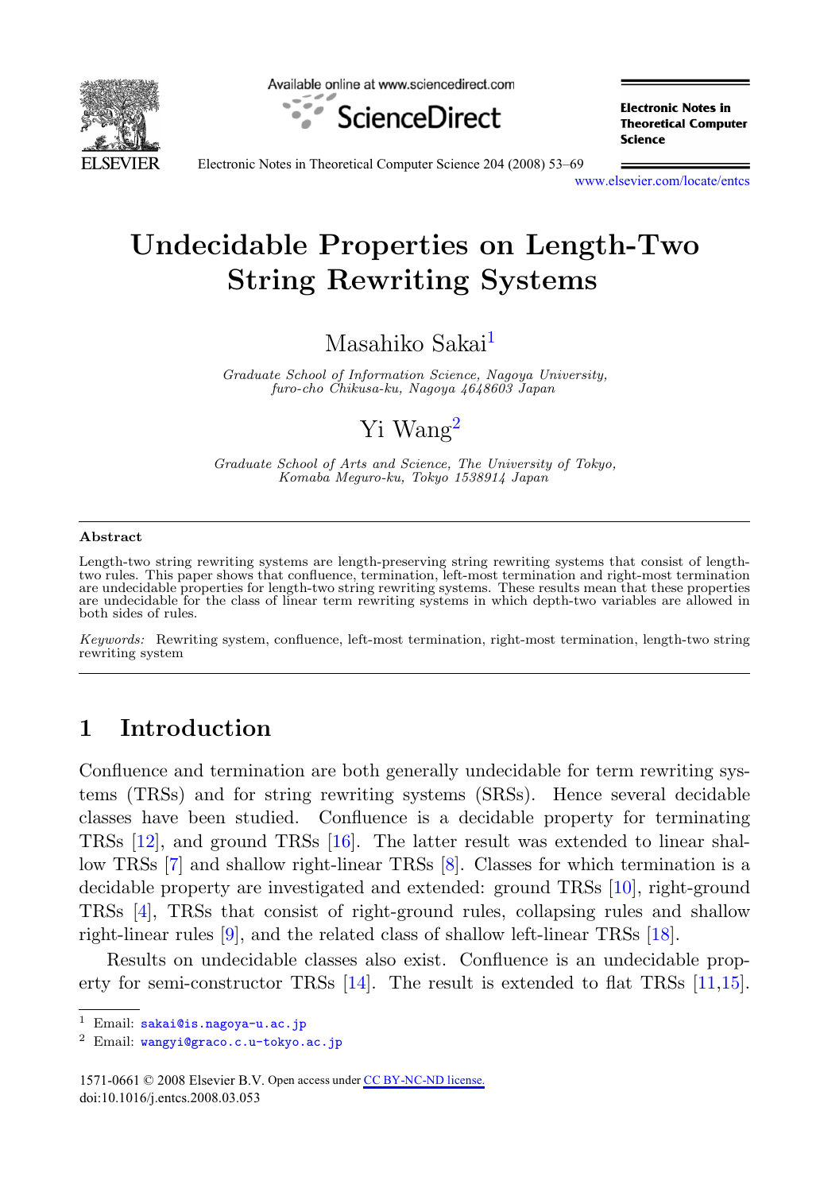# Undecidable Properties on Length-Two String Rewriting Systems

Masahiko Sakai[1]

*Graduate School of Information Science, Nagoya University, furo-cho Chikusa-ku, Nagoya 4648603 Japan*

Yi Wang[2]

*Graduate School of Arts and Science, The University of Tokyo, Komaba Meguro-ku, Tokyo 1538914 Japan*

## Abstract

Length-two string rewriting systems are length-preserving string rewriting systems that consist of length-two rules. This paper shows that confluence, termination, left-most termination and right-most termination are undecidable properties for length-two string rewriting systems. These results mean that these properties are undecidable for the class of linear term rewriting systems in which depth-two variables are allowed in both sides of rules.

*Keywords:* Rewriting system, confluence, left-most termination, right-most termination, length-two string rewriting system

## 1 Introduction

Confluence and termination are both generally undecidable for term rewriting systems (TRSs) and for string rewriting systems (SRSs). Hence several decidable classes have been studied. Confluence is a decidable property for terminating TRSs [12], and ground TRSs [16]. The latter result was extended to linear shallow TRSs [7] and shallow right-linear TRSs [8]. Classes for which termination is a decidable property are investigated and extended: ground TRSs [10], right-ground TRSs [4], TRSs that consist of right-ground rules, collapsing rules and shallow right-linear rules [9], and the related class of shallow left-linear TRSs [18].

Results on undecidable classes also exist. Confluence is an undecidable property for semi-constructor TRSs [14]. The result is extended to flat TRSs [11,15].

---

[1] Email: sakai@is.nagoya-u.ac.jp

[2] Email: wangyi@graco.c.u-tokyo.ac.jp

1571-0661 © 2008 Elsevier B.V. Open access under CC BY-NC-ND license.
doi:10.1016/j.entcs.2008.03.053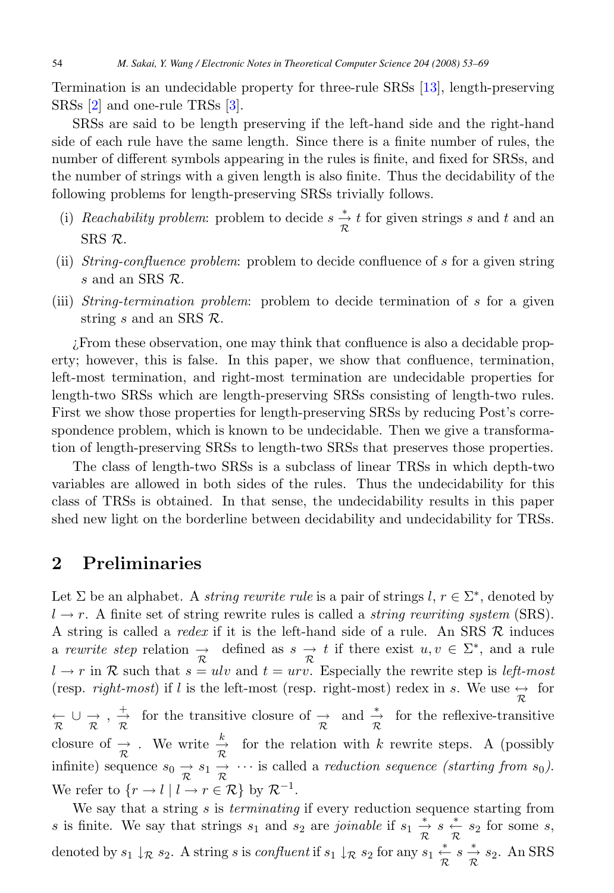Termination is an undecidable property for three-rule SRSs [13], length-preserving SRSs [2] and one-rule TRSs [3].

SRSs are said to be length preserving if the left-hand side and the right-hand side of each rule have the same length. Since there is a finite number of rules, the number of different symbols appearing in the rules is finite, and fixed for SRSs, and the number of strings with a given length is also finite. Thus the decidability of the following problems for length-preserving SRSs trivially follows.

- (i) *Reachability problem*: problem to decide $s \xrightarrow[\mathcal{R}]{*} t$ for given strings $s$ and $t$ and an SRS $\mathcal{R}$.
- (ii) *String-confluence problem*: problem to decide confluence of $s$ for a given string $s$ and an SRS $\mathcal{R}$.
- (iii) *String-termination problem*: problem to decide termination of $s$ for a given string $s$ and an SRS $\mathcal{R}$.

¿From these observation, one may think that confluence is also a decidable property; however, this is false. In this paper, we show that confluence, termination, left-most termination, and right-most termination are undecidable properties for length-two SRSs which are length-preserving SRSs consisting of length-two rules. First we show those properties for length-preserving SRSs by reducing Post's correspondence problem, which is known to be undecidable. Then we give a transformation of length-preserving SRSs to length-two SRSs that preserves those properties.

The class of length-two SRSs is a subclass of linear TRSs in which depth-two variables are allowed in both sides of the rules. Thus the undecidability for this class of TRSs is obtained. In that sense, the undecidability results in this paper shed new light on the borderline between decidability and undecidability for TRSs.

## 2 Preliminaries

Let $\Sigma$ be an alphabet. A *string rewrite rule* is a pair of strings $l, r \in \Sigma^*$, denoted by $l \to r$. A finite set of string rewrite rules is called a *string rewriting system* (SRS). A string is called a *redex* if it is the left-hand side of a rule. An SRS $\mathcal{R}$ induces a *rewrite step* relation $\xrightarrow[\mathcal{R}]{}$ defined as $s \xrightarrow[\mathcal{R}]{} t$ if there exist $u, v \in \Sigma^*$, and a rule $l \to r$ in $\mathcal{R}$ such that $s = ulv$ and $t = urv$. Especially the rewrite step is *left-most* (resp. *right-most*) if $l$ is the left-most (resp. right-most) redex in $s$. We use $\xleftrightarrow[\mathcal{R}]{}$ for $\xleftarrow[\mathcal{R}]{} \cup \xrightarrow[\mathcal{R}]{}$, $\xrightarrow[\mathcal{R}]{+}$ for the transitive closure of $\xrightarrow[\mathcal{R}]{}$ and $\xrightarrow[\mathcal{R}]{*}$ for the reflexive-transitive closure of $\xrightarrow[\mathcal{R}]{}$. We write $\xrightarrow[\mathcal{R}]{k}$ for the relation with $k$ rewrite steps. A (possibly infinite) sequence $s_0 \xrightarrow[\mathcal{R}]{} s_1 \xrightarrow[\mathcal{R}]{} \cdots$ is called a *reduction sequence (starting from $s_0$)*. We refer to $\{r \to l \mid l \to r \in \mathcal{R}\}$ by $\mathcal{R}^{-1}$.

We say that a string $s$ is *terminating* if every reduction sequence starting from $s$ is finite. We say that strings $s_1$ and $s_2$ are *joinable* if $s_1 \xrightarrow[\mathcal{R}]{*} s \xleftarrow[\mathcal{R}]{*} s_2$ for some $s$, denoted by $s_1 \downarrow_{\mathcal{R}} s_2$. A string $s$ is *confluent* if $s_1 \downarrow_{\mathcal{R}} s_2$ for any $s_1 \xleftarrow[\mathcal{R}]{*} s \xrightarrow[\mathcal{R}]{*} s_2$. An SRS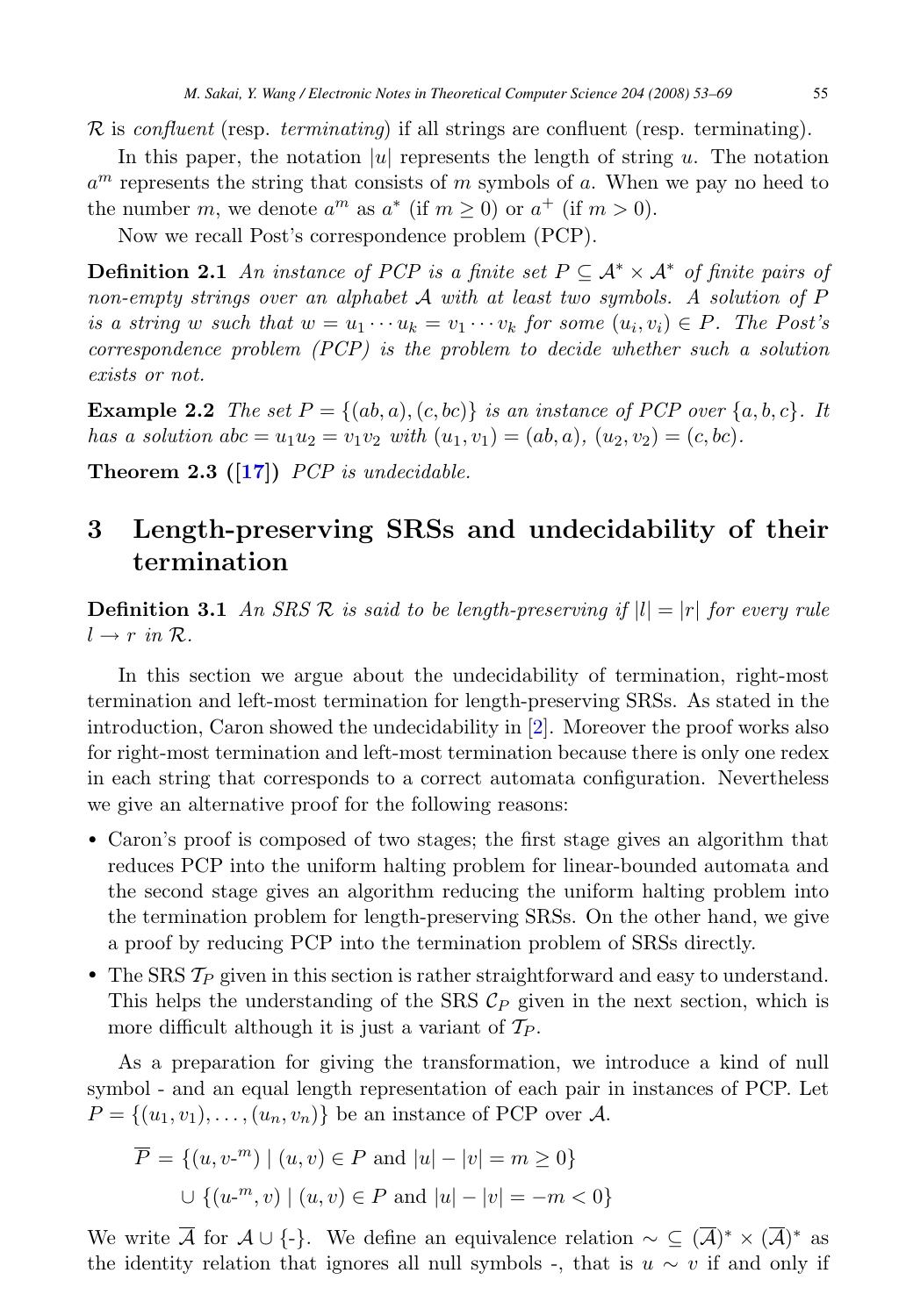$\mathcal{R}$ is *confluent* (resp. *terminating*) if all strings are confluent (resp. terminating).

In this paper, the notation $|u|$ represents the length of string $u$. The notation $a^m$ represents the string that consists of $m$ symbols of $a$. When we pay no heed to the number $m$, we denote $a^m$ as $a^*$ (if $m \geq 0$) or $a^+$ (if $m > 0$).

Now we recall Post's correspondence problem (PCP).

**Definition 2.1** *An instance of PCP is a finite set $P \subseteq \mathcal{A}^* \times \mathcal{A}^*$ of finite pairs of non-empty strings over an alphabet $\mathcal{A}$ with at least two symbols. A solution of $P$ is a string $w$ such that $w = u_1 \cdots u_k = v_1 \cdots v_k$ for some $(u_i, v_i) \in P$. The Post's correspondence problem (PCP) is the problem to decide whether such a solution exists or not.*

**Example 2.2** *The set $P = \{(ab, a), (c, bc)\}$ is an instance of PCP over $\{a, b, c\}$. It has a solution $abc = u_1u_2 = v_1v_2$ with $(u_1, v_1) = (ab, a)$, $(u_2, v_2) = (c, bc)$.*

**Theorem 2.3 ([17])** *PCP is undecidable.*

## 3 Length-preserving SRSs and undecidability of their termination

**Definition 3.1** *An SRS $\mathcal{R}$ is said to be length-preserving if $|l| = |r|$ for every rule $l \to r$ in $\mathcal{R}$.*

In this section we argue about the undecidability of termination, right-most termination and left-most termination for length-preserving SRSs. As stated in the introduction, Caron showed the undecidability in [2]. Moreover the proof works also for right-most termination and left-most termination because there is only one redex in each string that corresponds to a correct automata configuration. Nevertheless we give an alternative proof for the following reasons:

- Caron's proof is composed of two stages; the first stage gives an algorithm that reduces PCP into the uniform halting problem for linear-bounded automata and the second stage gives an algorithm reducing the uniform halting problem into the termination problem for length-preserving SRSs. On the other hand, we give a proof by reducing PCP into the termination problem of SRSs directly.
- The SRS $\mathcal{T}_P$ given in this section is rather straightforward and easy to understand. This helps the understanding of the SRS $\mathcal{C}_P$ given in the next section, which is more difficult although it is just a variant of $\mathcal{T}_P$.

As a preparation for giving the transformation, we introduce a kind of null symbol - and an equal length representation of each pair in instances of PCP. Let $P = \{(u_1, v_1), \ldots, (u_n, v_n)\}$ be an instance of PCP over $\mathcal{A}$.

$$\overline{P} = \{(u, v\text{-}^m) \mid (u, v) \in P \text{ and } |u| - |v| = m \geq 0\}$$
$$\cup \{(u\text{-}^m, v) \mid (u, v) \in P \text{ and } |u| - |v| = -m < 0\}$$

We write $\overline{\mathcal{A}}$ for $\mathcal{A} \cup \{\text{-}\}$. We define an equivalence relation $\sim \subseteq (\overline{\mathcal{A}})^* \times (\overline{\mathcal{A}})^*$ as the identity relation that ignores all null symbols -, that is $u \sim v$ if and only if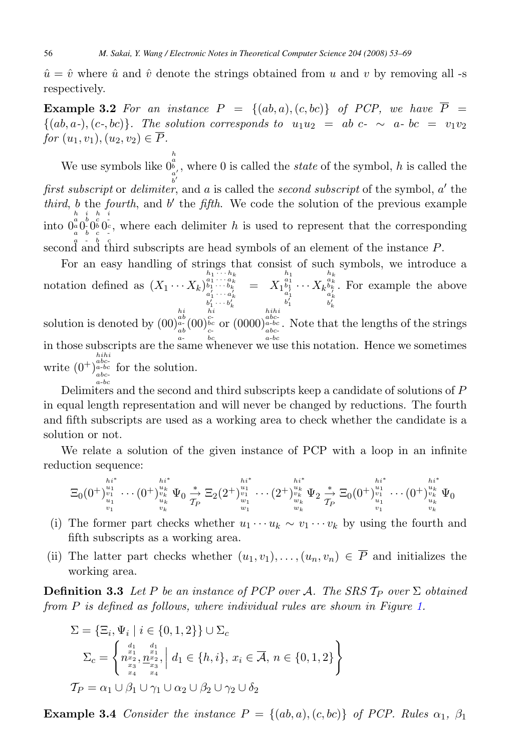$\hat{u} = \hat{v}$ where $\hat{u}$ and $\hat{v}$ denote the strings obtained from $u$ and $v$ by removing all -s respectively.

**Example 3.2** *For an instance $P = \{(ab, a), (c, bc)\}$ of PCP, we have $\overline{P} = \{(ab, a\text{-}), (c\text{-}, bc)\}$. The solution corresponds to $u_1u_2 = ab\ c\text{-} \sim a\text{-}\ bc = v_1v_2$ for $(u_1, v_1), (u_2, v_2) \in \overline{P}$.*

We use symbols like $0^{\substack{h\\a\\b}}_{\substack{a'\\b'}}$, where 0 is called the *state* of the symbol, $h$ is called the *first subscript* or *delimiter*, and $a$ is called the *second subscript* of the symbol, $a'$ the *third*, $b$ the *fourth*, and $b'$ the *fifth*. We code the solution of the previous example into $0^{\substack{h\\a\\a}}_{\substack{a\\a}}0^{\substack{i\\b\\\text{-}}}_{\substack{b\\\text{-}}}0^{\substack{h\\c\\b}}_{\substack{c\\b}}0^{\substack{i\\\text{-}\\c}}_{\substack{\text{-}\\c}}$, where each delimiter $h$ is used to represent that the corresponding second and third subscripts are head symbols of an element of the instance $P$.

For an easy handling of strings that consist of such symbols, we introduce a notation defined as $(X_1 \cdots X_k)^{\substack{h_1 \cdots h_k\\a_1 \cdots a_k\\b_1 \cdots b_k}}_{\substack{a'_1 \cdots a'_k\\b'_1 \cdots b'_k}} = X_1{}^{\substack{h_1\\a_1\\b_1}}_{\substack{a'_1\\b'_1}} \cdots X_k{}^{\substack{h_k\\a_k\\b_k}}_{\substack{a'_k\\b'_k}}$. For example the above solution is denoted by $(00)^{\substack{hi\\ab\\a\text{-}}}_{\substack{ab\\a\text{-}}}(00)^{\substack{hi\\c\text{-}\\bc}}_{\substack{c\text{-}\\bc}}$ or $(0000)^{\substack{hihi\\abc\text{-}\\a\text{-}bc}}_{\substack{abc\text{-}\\a\text{-}bc}}$. Note that the lengths of the strings in those subscripts are the same whenever we use this notation. Hence we sometimes write $(0^+)^{\substack{hihi\\abc\text{-}\\a\text{-}bc}}_{\substack{abc\text{-}\\a\text{-}bc}}$ for the solution.

Delimiters and the second and third subscripts keep a candidate of solutions of $P$ in equal length representation and will never be changed by reductions. The fourth and fifth subscripts are used as a working area to check whether the candidate is a solution or not.

We relate a solution of the given instance of PCP with a loop in an infinite reduction sequence:

$$\Xi_0(0^+)^{\substack{hi^*\\u_1\\v_1}}_{\substack{u_1\\v_1}} \cdots (0^+)^{\substack{hi^*\\u_k\\v_k}}_{\substack{u_k\\v_k}} \Psi_0 \xrightarrow[\mathcal{T}_P]{*} \Xi_2(2^+)^{\substack{hi^*\\u_1\\v_1}}_{\substack{w_1\\w_1}} \cdots (2^+)^{\substack{hi^*\\u_k\\v_k}}_{\substack{w_k\\w_k}} \Psi_2 \xrightarrow[\mathcal{T}_P]{*} \Xi_0(0^+)^{\substack{hi^*\\u_1\\v_1}}_{\substack{u_1\\v_1}} \cdots (0^+)^{\substack{hi^*\\u_k\\v_k}}_{\substack{u_k\\v_k}} \Psi_0$$

(i) The former part checks whether $u_1 \cdots u_k \sim v_1 \cdots v_k$ by using the fourth and fifth subscripts as a working area.

(ii) The latter part checks whether $(u_1, v_1), \ldots, (u_n, v_n) \in \overline{P}$ and initializes the working area.

**Definition 3.3** *Let $P$ be an instance of PCP over $\mathcal{A}$. The SRS $\mathcal{T}_P$ over $\Sigma$ obtained from $P$ is defined as follows, where individual rules are shown in Figure 1.*

$$\Sigma = \{\Xi_i, \Psi_i \mid i \in \{0, 1, 2\}\} \cup \Sigma_c$$

$$\Sigma_c = \left\{ n^{\substack{d_1\\x_1\\x_2}}_{\substack{x_3\\x_4}}, \underline{n}^{\substack{d_1\\x_1\\x_2}}_{\substack{x_3\\x_4}}, \;\middle|\; d_1 \in \{h, i\},\ x_i \in \overline{\mathcal{A}},\ n \in \{0, 1, 2\} \right\}$$

$$\mathcal{T}_P = \alpha_1 \cup \beta_1 \cup \gamma_1 \cup \alpha_2 \cup \beta_2 \cup \gamma_2 \cup \delta_2$$

**Example 3.4** *Consider the instance $P = \{(ab, a), (c, bc)\}$ of PCP. Rules $\alpha_1$, $\beta_1$*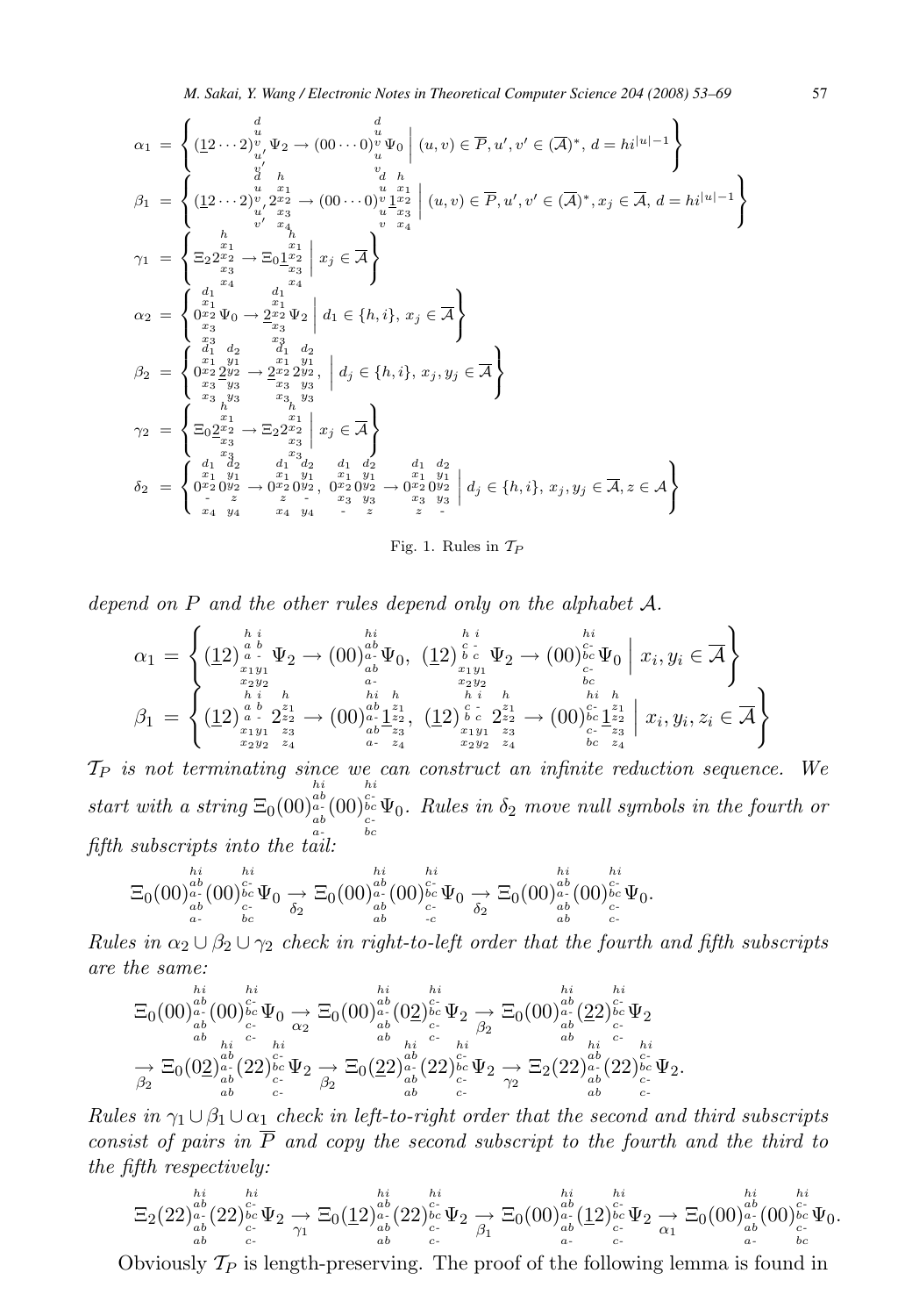$$\alpha_1 = \left\{ (\underline{1}2\cdots2)^{\substack{d\\u}}_{\substack{v\\u'\\v'}}\Psi_2 \to (00\cdots0)^{\substack{d\\u}}_{\substack{v\\u\\v}}\Psi_0 \;\middle|\; (u,v)\in\overline{P}, u',v'\in(\overline{\mathcal{A}})^*,\, d = hi^{|u|-1} \right\}$$

$$\beta_1 = \left\{ (\underline{1}2\cdots2)^{\substack{d\\u}}_{\substack{v\\u'\\v'}}\,2^{\substack{h\\x_1}}_{\substack{x_2\\x_3\\x_4}} \to (00\cdots0)^{\substack{d\\u}}_{\substack{v\\u\\v}}\,\underline{1}^{\substack{h\\x_1}}_{\substack{x_2\\x_3\\x_4}} \;\middle|\; (u,v)\in\overline{P}, u',v'\in(\overline{\mathcal{A}})^*, x_j\in\overline{\mathcal{A}},\, d = hi^{|u|-1} \right\}$$

$$\gamma_1 = \left\{ \Xi_2 2^{\substack{h\\x_1}}_{\substack{x_2\\x_3\\x_4}} \to \Xi_0 \underline{1}^{\substack{h\\x_1}}_{\substack{x_2\\x_3\\x_4}} \;\middle|\; x_j\in\overline{\mathcal{A}} \right\}$$

$$\alpha_2 = \left\{ 0^{\substack{d_1\\x_1}}_{\substack{x_2\\x_3\\x_3}}\Psi_0 \to \underline{2}^{\substack{d_1\\x_1}}_{\substack{x_2\\x_3\\x_3}}\Psi_2 \;\middle|\; d_1\in\{h,i\},\, x_j\in\overline{\mathcal{A}} \right\}$$

$$\beta_2 = \left\{ 0^{\substack{d_1\\x_1}}_{\substack{x_2\\x_3\\x_3}}\underline{2}^{\substack{d_2\\y_1}}_{\substack{y_2\\y_3\\y_3}} \to \underline{2}^{\substack{d_1\\x_1}}_{\substack{x_2\\x_3\\x_3}}2^{\substack{d_2\\y_1}}_{\substack{y_2\\y_3\\y_3}}, \;\middle|\; d_j\in\{h,i\},\, x_j,y_j\in\overline{\mathcal{A}} \right\}$$

$$\gamma_2 = \left\{ \Xi_0 \underline{2}^{\substack{h\\x_1}}_{\substack{x_2\\x_3\\x_3}} \to \Xi_2 2^{\substack{h\\x_1}}_{\substack{x_2\\x_3\\x_3}} \;\middle|\; x_j\in\overline{\mathcal{A}} \right\}$$

$$\delta_2 = \left\{ 0^{\substack{d_1\\x_1}}_{\substack{x_2\\-\\x_4}}0^{\substack{d_2\\y_1}}_{\substack{y_2\\z\\y_4}} \to 0^{\substack{d_1\\x_1}}_{\substack{x_2\\z\\x_4}}0^{\substack{d_2\\y_1}}_{\substack{y_2\\-\\y_4}},\; 0^{\substack{d_1\\x_1}}_{\substack{x_2\\x_3\\-}}0^{\substack{d_2\\y_1}}_{\substack{y_2\\y_3\\z}} \to 0^{\substack{d_1\\x_1}}_{\substack{x_2\\x_3\\z}}0^{\substack{d_2\\y_1}}_{\substack{y_2\\y_3\\-}} \;\middle|\; d_j\in\{h,i\},\, x_j,y_j\in\overline{\mathcal{A}}, z\in\mathcal{A} \right\}$$

Fig. 1. Rules in $\mathcal{T}_P$

*depend on $P$ and the other rules depend only on the alphabet $\mathcal{A}$.*

$$\alpha_1 = \left\{ (\underline{1}2)^{\substack{hi\\ab}}_{\substack{a-\\x_1y_1\\x_2y_2}}\Psi_2 \to (00)^{\substack{hi\\ab}}_{\substack{a-\\ab\\a-}}\Psi_0,\; (\underline{1}2)^{\substack{hi\\c-}}_{\substack{bc\\x_1y_1\\x_2y_2}}\Psi_2 \to (00)^{\substack{hi\\c-}}_{\substack{bc\\c-\\bc}}\Psi_0 \;\middle|\; x_i,y_i\in\overline{\mathcal{A}} \right\}$$

$$\beta_1 = \left\{ (\underline{1}2)^{\substack{hi\\ab}}_{\substack{a-\\x_1y_1\\x_2y_2}}2^{\substack{h\\z_1}}_{\substack{z_2\\z_3\\z_4}} \to (00)^{\substack{hi\\ab}}_{\substack{a-\\ab\\a-}}\underline{1}^{\substack{h\\z_1}}_{\substack{z_2\\z_3\\z_4}},\; (\underline{1}2)^{\substack{hi\\c-}}_{\substack{bc\\x_1y_1\\x_2y_2}}2^{\substack{h\\z_1}}_{\substack{z_2\\z_3\\z_4}} \to (00)^{\substack{hi\\c-}}_{\substack{bc\\c-\\bc}}\underline{1}^{\substack{h\\z_1}}_{\substack{z_2\\z_3\\z_4}} \;\middle|\; x_i,y_i,z_i\in\overline{\mathcal{A}} \right\}$$

*$\mathcal{T}_P$ is not terminating since we can construct an infinite reduction sequence. We start with a string $\Xi_0(00)^{\substack{hi\\ab}}_{\substack{a-\\ab\\a-}}(00)^{\substack{hi\\c-}}_{\substack{bc\\c-\\bc}}\Psi_0$. Rules in $\delta_2$ move null symbols in the fourth or fifth subscripts into the tail:*

$$\Xi_0(00)^{\substack{hi\\ab}}_{\substack{a-\\ab\\a-}}(00)^{\substack{hi\\c-}}_{\substack{bc\\c-\\bc}}\Psi_0 \underset{\delta_2}{\to} \Xi_0(00)^{\substack{hi\\ab}}_{\substack{a-\\ab\\ab}}(00)^{\substack{hi\\c-}}_{\substack{bc\\c-\\-c}}\Psi_0 \underset{\delta_2}{\to} \Xi_0(00)^{\substack{hi\\ab}}_{\substack{a-\\ab\\ab}}(00)^{\substack{hi\\c-}}_{\substack{bc\\c-\\c-}}\Psi_0.$$

*Rules in $\alpha_2\cup\beta_2\cup\gamma_2$ check in right-to-left order that the fourth and fifth subscripts are the same:*

$$\begin{aligned}
&\Xi_0(00)^{\substack{hi\\ab}}_{\substack{a-\\ab\\ab}}(00)^{\substack{hi\\c-}}_{\substack{bc\\c-\\c-}}\Psi_0 \underset{\alpha_2}{\to} \Xi_0(00)^{\substack{hi\\ab}}_{\substack{a-\\ab\\ab}}(0\underline{2})^{\substack{hi\\c-}}_{\substack{bc\\c-\\c-}}\Psi_2 \underset{\beta_2}{\to} \Xi_0(00)^{\substack{hi\\ab}}_{\substack{a-\\ab\\ab}}(\underline{2}2)^{\substack{hi\\c-}}_{\substack{bc\\c-\\c-}}\Psi_2\\
&\underset{\beta_2}{\to} \Xi_0(0\underline{2})^{\substack{hi\\ab}}_{\substack{a-\\ab\\ab}}(22)^{\substack{hi\\c-}}_{\substack{bc\\c-\\c-}}\Psi_2 \underset{\beta_2}{\to} \Xi_0(\underline{2}2)^{\substack{hi\\ab}}_{\substack{a-\\ab\\ab}}(22)^{\substack{hi\\c-}}_{\substack{bc\\c-\\c-}}\Psi_2 \underset{\gamma_2}{\to} \Xi_2(22)^{\substack{hi\\ab}}_{\substack{a-\\ab\\ab}}(22)^{\substack{hi\\c-}}_{\substack{bc\\c-\\c-}}\Psi_2.
\end{aligned}$$

*Rules in $\gamma_1\cup\beta_1\cup\alpha_1$ check in left-to-right order that the second and third subscripts consist of pairs in $\overline{P}$ and copy the second subscript to the fourth and the third to the fifth respectively:*

$$\Xi_2(22)^{\substack{hi\\ab}}_{\substack{a-\\ab\\ab}}(22)^{\substack{hi\\c-}}_{\substack{bc\\c-\\c-}}\Psi_2 \underset{\gamma_1}{\to} \Xi_0(\underline{1}2)^{\substack{hi\\ab}}_{\substack{a-\\ab\\ab}}(22)^{\substack{hi\\c-}}_{\substack{bc\\c-\\c-}}\Psi_2 \underset{\beta_1}{\to} \Xi_0(00)^{\substack{hi\\ab}}_{\substack{a-\\ab\\a-}}(\underline{1}2)^{\substack{hi\\c-}}_{\substack{bc\\c-\\c-}}\Psi_2 \underset{\alpha_1}{\to} \Xi_0(00)^{\substack{hi\\ab}}_{\substack{a-\\ab\\a-}}(00)^{\substack{hi\\c-}}_{\substack{bc\\c-\\bc}}\Psi_0.$$

Obviously $\mathcal{T}_P$ is length-preserving. The proof of the following lemma is found in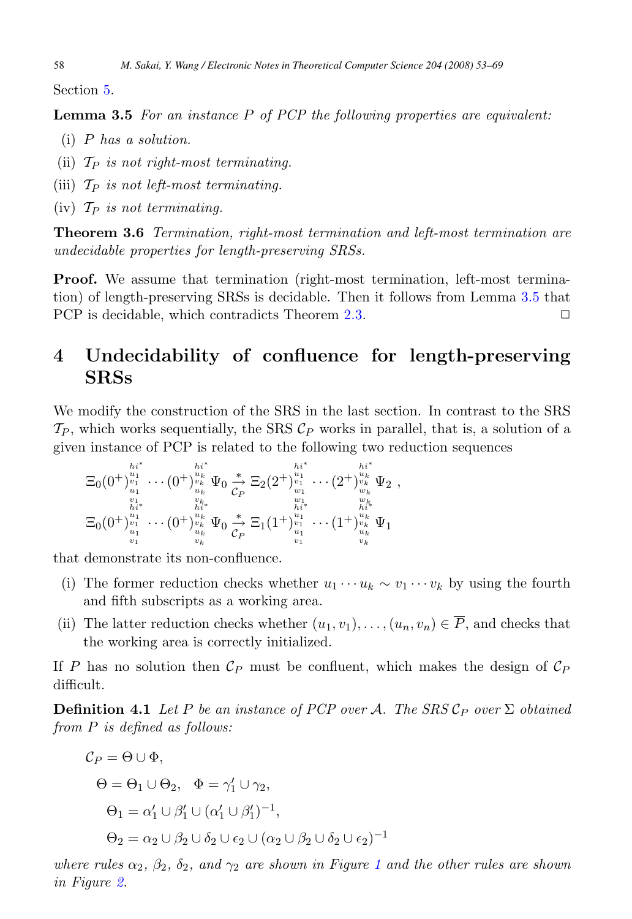Section 5.

**Lemma 3.5** *For an instance $P$ of PCP the following properties are equivalent:*

- (i) *$P$ has a solution.*
- (ii) *$\mathcal{T}_P$ is not right-most terminating.*
- (iii) *$\mathcal{T}_P$ is not left-most terminating.*
- (iv) *$\mathcal{T}_P$ is not terminating.*

**Theorem 3.6** *Termination, right-most termination and left-most termination are undecidable properties for length-preserving SRSs.*

**Proof.** We assume that termination (right-most termination, left-most termination) of length-preserving SRSs is decidable. Then it follows from Lemma 3.5 that PCP is decidable, which contradicts Theorem 2.3. □

## 4 Undecidability of confluence for length-preserving SRSs

We modify the construction of the SRS in the last section. In contrast to the SRS $\mathcal{T}_P$, which works sequentially, the SRS $\mathcal{C}_P$ works in parallel, that is, a solution of a given instance of PCP is related to the following two reduction sequences

$$\Xi_0 (0^+)^{\substack{hi^* \\ u_1 \\ v_1 \\ u_1 \\ v_1}} \cdots (0^+)^{\substack{hi^* \\ u_k \\ v_k \\ u_k \\ v_k}} \Psi_0 \xrightarrow[\mathcal{C}_P]{*} \Xi_2 (2^+)^{\substack{hi^* \\ u_1 \\ v_1 \\ w_1 \\ w_1}} \cdots (2^+)^{\substack{hi^* \\ u_k \\ v_k \\ w_k \\ w_k}} \Psi_2 \,,$$

$$\Xi_0 (0^+)^{\substack{hi^* \\ u_1 \\ v_1 \\ u_1 \\ v_1}} \cdots (0^+)^{\substack{hi^* \\ u_k \\ v_k \\ u_k \\ v_k}} \Psi_0 \xrightarrow[\mathcal{C}_P]{*} \Xi_1 (1^+)^{\substack{hi^* \\ u_1 \\ v_1 \\ u_1 \\ v_1}} \cdots (1^+)^{\substack{hi^* \\ u_k \\ v_k \\ u_k \\ v_k}} \Psi_1$$

that demonstrate its non-confluence.

- (i) The former reduction checks whether $u_1 \cdots u_k \sim v_1 \cdots v_k$ by using the fourth and fifth subscripts as a working area.
- (ii) The latter reduction checks whether $(u_1, v_1), \ldots, (u_n, v_n) \in \overline{P}$, and checks that the working area is correctly initialized.

If $P$ has no solution then $\mathcal{C}_P$ must be confluent, which makes the design of $\mathcal{C}_P$ difficult.

**Definition 4.1** *Let $P$ be an instance of PCP over $\mathcal{A}$. The SRS $\mathcal{C}_P$ over $\Sigma$ obtained from $P$ is defined as follows:*

$$\mathcal{C}_P = \Theta \cup \Phi,$$

$$\Theta = \Theta_1 \cup \Theta_2, \quad \Phi = \gamma_1' \cup \gamma_2,$$

$$\Theta_1 = \alpha_1' \cup \beta_1' \cup (\alpha_1' \cup \beta_1')^{-1},$$

$$\Theta_2 = \alpha_2 \cup \beta_2 \cup \delta_2 \cup \epsilon_2 \cup (\alpha_2 \cup \beta_2 \cup \delta_2 \cup \epsilon_2)^{-1}$$

*where rules $\alpha_2$, $\beta_2$, $\delta_2$, and $\gamma_2$ are shown in Figure 1 and the other rules are shown in Figure 2.*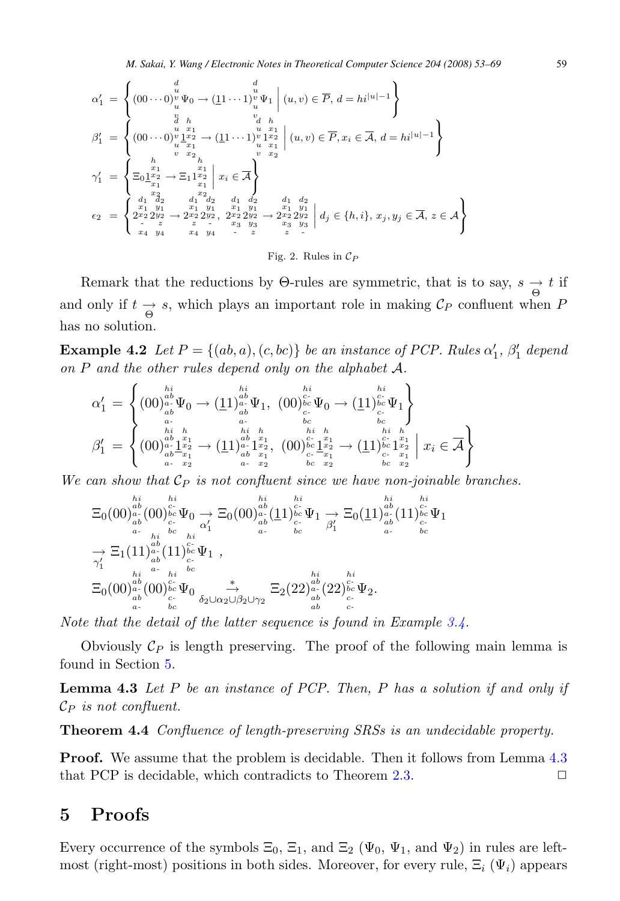$$\alpha'_1 = \left\{ (00\cdots0)^{\substack{d\\u\\v\\u\\v}}\Psi_0 \to (\underline{1}1\cdots1)^{\substack{d\\u\\v\\u\\v}}\Psi_1 \;\middle|\; (u,v)\in\overline{P},\, d = hi^{|u|-1} \right\}$$

$$\beta'_1 = \left\{ (00\cdots0)^{\substack{d\\u\\v\\u\\v}}\underline{1}^{\substack{h\\x_1\\x_2\\x_1\\x_2}} \to (\underline{1}1\cdots1)^{\substack{d\\u\\v\\u\\v}}1^{\substack{h\\x_1\\x_2\\x_1\\x_2}} \;\middle|\; (u,v)\in\overline{P}, x_i\in\overline{\mathcal{A}},\, d = hi^{|u|-1} \right\}$$

$$\gamma'_1 = \left\{ \Xi_0\underline{1}^{\substack{h\\x_1\\x_2\\x_1\\x_2}} \to \Xi_1 1^{\substack{h\\x_1\\x_2\\x_1\\x_2}} \;\middle|\; x_i\in\overline{\mathcal{A}} \right\}$$

$$\epsilon_2 = \left\{ 2^{\substack{d_1\\x_1\\x_2\\-\\x_4}}2^{\substack{d_2\\y_1\\y_2\\z\\y_4}} \to 2^{\substack{d_1\\x_1\\x_2\\z\\x_4}}2^{\substack{d_2\\y_1\\y_2\\-\\y_4}},\; 2^{\substack{d_1\\x_1\\x_2\\x_3\\-}}2^{\substack{d_2\\y_1\\y_2\\y_3\\z}} \to 2^{\substack{d_1\\x_1\\x_2\\x_3\\z}}2^{\substack{d_2\\y_1\\y_2\\y_3\\-}} \;\middle|\; d_j\in\{h,i\},\, x_j,y_j\in\overline{\mathcal{A}},\, z\in\mathcal{A} \right\}$$

Fig. 2. Rules in $\mathcal{C}_P$

Remark that the reductions by Θ-rules are symmetric, that is to say, $s \underset{\Theta}{\to} t$ if and only if $t \underset{\Theta}{\to} s$, which plays an important role in making $\mathcal{C}_P$ confluent when $P$ has no solution.

**Example 4.2** *Let $P = \{(ab, a), (c, bc)\}$ be an instance of PCP. Rules $\alpha'_1$, $\beta'_1$ depend on $P$ and the other rules depend only on the alphabet $\mathcal{A}$.*

$$\alpha'_1 = \left\{ (00)^{\substack{hi\\ab\\a-\\ab\\a-}}\Psi_0 \to (\underline{1}1)^{\substack{hi\\ab\\a-\\ab\\a-}}\Psi_1,\; (00)^{\substack{hi\\c-\\bc\\c-\\bc}}\Psi_0 \to (\underline{1}1)^{\substack{hi\\c-\\bc\\c-\\bc}}\Psi_1 \right\}$$

$$\beta'_1 = \left\{ (00)^{\substack{hi\\ab\\a-\\ab\\a-}}\underline{1}^{\substack{h\\x_1\\x_2\\x_1\\x_2}} \to (\underline{1}1)^{\substack{hi\\ab\\a-\\ab\\a-}}1^{\substack{h\\x_1\\x_2\\x_1\\x_2}},\; (00)^{\substack{hi\\c-\\bc\\c-\\bc}}\underline{1}^{\substack{h\\x_1\\x_2\\x_1\\x_2}} \to (\underline{1}1)^{\substack{hi\\c-\\bc\\c-\\bc}}1^{\substack{h\\x_1\\x_2\\x_1\\x_2}} \;\middle|\; x_i\in\overline{\mathcal{A}} \right\}$$

*We can show that $\mathcal{C}_P$ is not confluent since we have non-joinable branches.*

$$\Xi_0(00)^{\substack{hi\\ab\\a-\\ab\\a-}}(00)^{\substack{hi\\c-\\bc\\c-\\bc}}\Psi_0 \underset{\alpha'_1}{\to} \Xi_0(00)^{\substack{hi\\ab\\a-\\ab\\a-}}(\underline{1}1)^{\substack{hi\\c-\\bc\\c-\\bc}}\Psi_1 \underset{\beta'_1}{\to} \Xi_0(\underline{1}1)^{\substack{hi\\ab\\a-\\ab\\a-}}(11)^{\substack{hi\\c-\\bc\\c-\\bc}}\Psi_1$$

$$\underset{\gamma'_1}{\to} \Xi_1(11)^{\substack{hi\\ab\\a-\\ab\\a-}}(11)^{\substack{hi\\c-\\bc\\c-\\bc}}\Psi_1\ ,$$

$$\Xi_0(00)^{\substack{hi\\ab\\a-\\ab\\a-}}(00)^{\substack{hi\\c-\\bc\\c-\\bc}}\Psi_0 \overset{*}{\underset{\delta_2\cup\alpha_2\cup\beta_2\cup\gamma_2}{\to}} \Xi_2(22)^{\substack{hi\\ab\\a-\\ab\\ab}}(22)^{\substack{hi\\c-\\bc\\c-\\c-}}\Psi_2.$$

*Note that the detail of the latter sequence is found in Example 3.4.*

Obviously $\mathcal{C}_P$ is length preserving. The proof of the following main lemma is found in Section 5.

**Lemma 4.3** *Let $P$ be an instance of PCP. Then, $P$ has a solution if and only if $\mathcal{C}_P$ is not confluent.*

**Theorem 4.4** *Confluence of length-preserving SRSs is an undecidable property.*

**Proof.** We assume that the problem is decidable. Then it follows from Lemma 4.3 that PCP is decidable, which contradicts to Theorem 2.3. □

## 5 Proofs

Every occurrence of the symbols $\Xi_0$, $\Xi_1$, and $\Xi_2$ ($\Psi_0$, $\Psi_1$, and $\Psi_2$) in rules are left-most (right-most) positions in both sides. Moreover, for every rule, $\Xi_i$ ($\Psi_i$) appears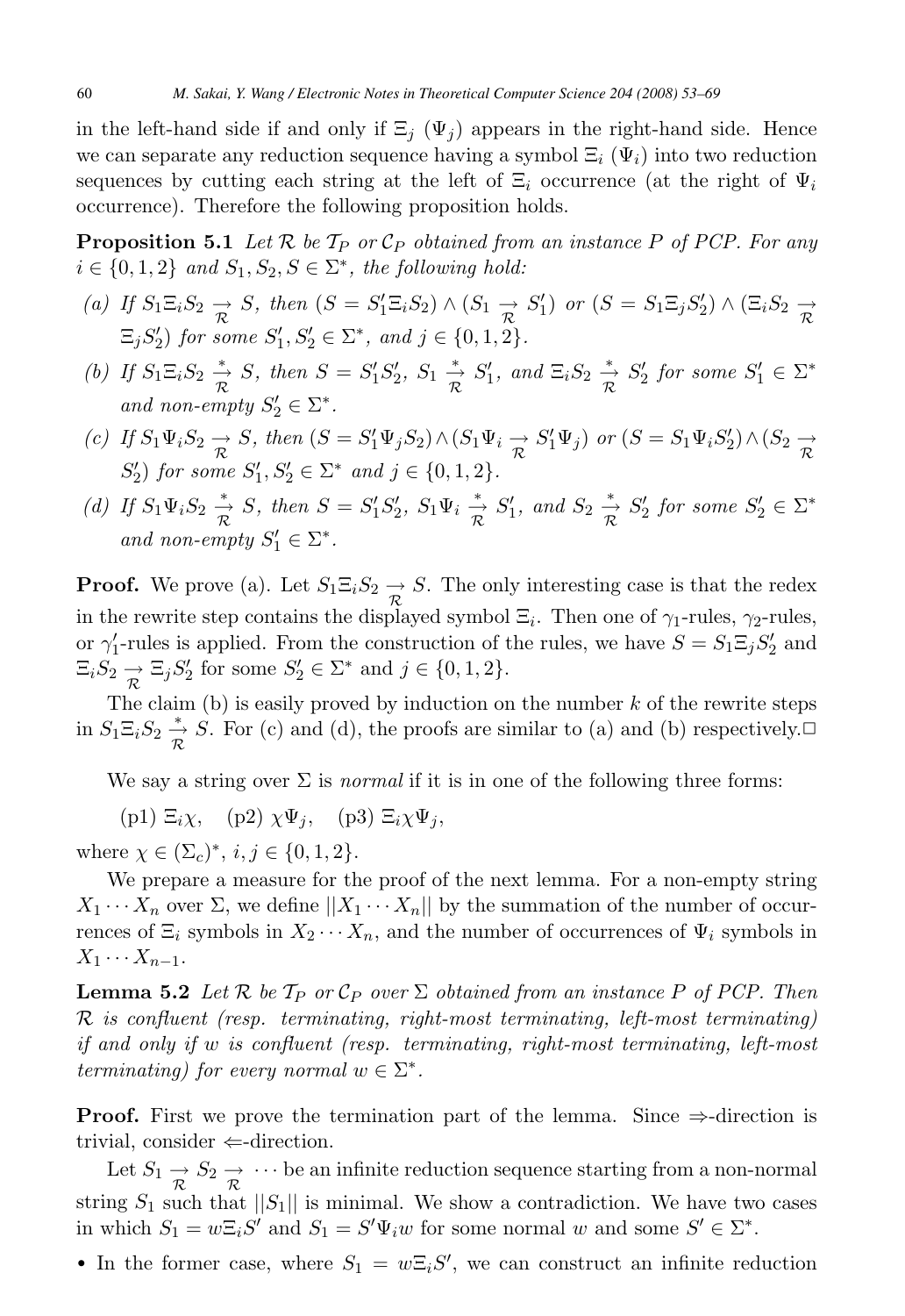in the left-hand side if and only if $\Xi_j$ ($\Psi_j$) appears in the right-hand side. Hence we can separate any reduction sequence having a symbol $\Xi_i$ ($\Psi_i$) into two reduction sequences by cutting each string at the left of $\Xi_i$ occurrence (at the right of $\Psi_i$ occurrence). Therefore the following proposition holds.

**Proposition 5.1** *Let $\mathcal{R}$ be $\mathcal{T}_P$ or $\mathcal{C}_P$ obtained from an instance $P$ of PCP. For any $i \in \{0, 1, 2\}$ and $S_1, S_2, S \in \Sigma^*$, the following hold:*

*(a) If $S_1\Xi_iS_2 \underset{\mathcal{R}}{\to} S$, then $(S = S_1'\Xi_iS_2) \wedge (S_1 \underset{\mathcal{R}}{\to} S_1')$ or $(S = S_1\Xi_jS_2') \wedge (\Xi_iS_2 \underset{\mathcal{R}}{\to} \Xi_jS_2')$ for some $S_1', S_2' \in \Sigma^*$, and $j \in \{0, 1, 2\}$.*

*(b) If $S_1\Xi_iS_2 \overset{*}{\underset{\mathcal{R}}{\to}} S$, then $S = S_1'S_2'$, $S_1 \overset{*}{\underset{\mathcal{R}}{\to}} S_1'$, and $\Xi_iS_2 \overset{*}{\underset{\mathcal{R}}{\to}} S_2'$ for some $S_1' \in \Sigma^*$ and non-empty $S_2' \in \Sigma^*$.*

*(c) If $S_1\Psi_iS_2 \underset{\mathcal{R}}{\to} S$, then $(S = S_1'\Psi_jS_2) \wedge (S_1\Psi_i \underset{\mathcal{R}}{\to} S_1'\Psi_j)$ or $(S = S_1\Psi_iS_2') \wedge (S_2 \underset{\mathcal{R}}{\to} S_2')$ for some $S_1', S_2' \in \Sigma^*$ and $j \in \{0, 1, 2\}$.*

*(d) If $S_1\Psi_iS_2 \overset{*}{\underset{\mathcal{R}}{\to}} S$, then $S = S_1'S_2'$, $S_1\Psi_i \overset{*}{\underset{\mathcal{R}}{\to}} S_1'$, and $S_2 \overset{*}{\underset{\mathcal{R}}{\to}} S_2'$ for some $S_2' \in \Sigma^*$ and non-empty $S_1' \in \Sigma^*$.*

**Proof.** We prove (a). Let $S_1\Xi_iS_2 \underset{\mathcal{R}}{\to} S$. The only interesting case is that the redex in the rewrite step contains the displayed symbol $\Xi_i$. Then one of $\gamma_1$-rules, $\gamma_2$-rules, or $\gamma_1'$-rules is applied. From the construction of the rules, we have $S = S_1\Xi_jS_2'$ and $\Xi_iS_2 \underset{\mathcal{R}}{\to} \Xi_jS_2'$ for some $S_2' \in \Sigma^*$ and $j \in \{0, 1, 2\}$.

The claim (b) is easily proved by induction on the number $k$ of the rewrite steps in $S_1\Xi_iS_2 \overset{*}{\underset{\mathcal{R}}{\to}} S$. For (c) and (d), the proofs are similar to (a) and (b) respectively. □

We say a string over $\Sigma$ is *normal* if it is in one of the following three forms:

(p1) $\Xi_i\chi$, (p2) $\chi\Psi_j$, (p3) $\Xi_i\chi\Psi_j$,

where $\chi \in (\Sigma_c)^*$, $i, j \in \{0, 1, 2\}$.

We prepare a measure for the proof of the next lemma. For a non-empty string $X_1 \cdots X_n$ over $\Sigma$, we define $||X_1 \cdots X_n||$ by the summation of the number of occurrences of $\Xi_i$ symbols in $X_2 \cdots X_n$, and the number of occurrences of $\Psi_i$ symbols in $X_1 \cdots X_{n-1}$.

**Lemma 5.2** *Let $\mathcal{R}$ be $\mathcal{T}_P$ or $\mathcal{C}_P$ over $\Sigma$ obtained from an instance $P$ of PCP. Then $\mathcal{R}$ is confluent (resp. terminating, right-most terminating, left-most terminating) if and only if $w$ is confluent (resp. terminating, right-most terminating, left-most terminating) for every normal $w \in \Sigma^*$.*

**Proof.** First we prove the termination part of the lemma. Since $\Rightarrow$-direction is trivial, consider $\Leftarrow$-direction.

Let $S_1 \underset{\mathcal{R}}{\to} S_2 \underset{\mathcal{R}}{\to} \cdots$ be an infinite reduction sequence starting from a non-normal string $S_1$ such that $||S_1||$ is minimal. We show a contradiction. We have two cases in which $S_1 = w\Xi_iS'$ and $S_1 = S'\Psi_iw$ for some normal $w$ and some $S' \in \Sigma^*$.

- In the former case, where $S_1 = w\Xi_iS'$, we can construct an infinite reduction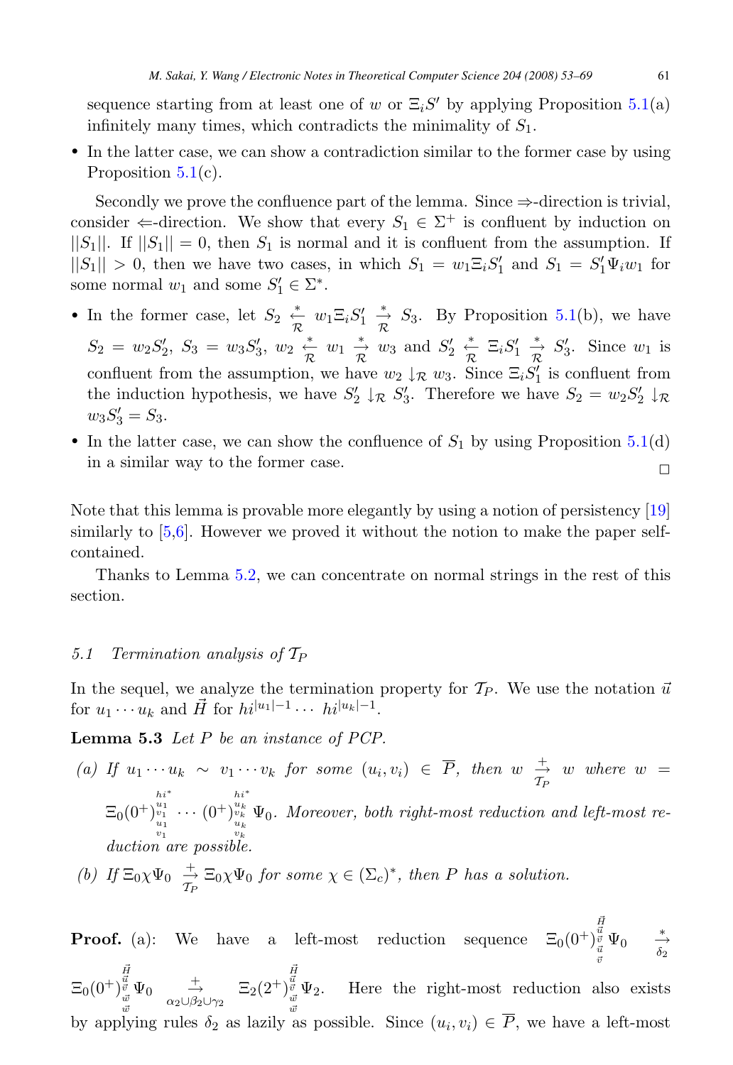sequence starting from at least one of $w$ or $\Xi_i S'$ by applying Proposition 5.1(a) infinitely many times, which contradicts the minimality of $S_1$.

- In the latter case, we can show a contradiction similar to the former case by using Proposition 5.1(c).

Secondly we prove the confluence part of the lemma. Since $\Rightarrow$-direction is trivial, consider $\Leftarrow$-direction. We show that every $S_1 \in \Sigma^+$ is confluent by induction on $||S_1||$. If $||S_1|| = 0$, then $S_1$ is normal and it is confluent from the assumption. If $||S_1|| > 0$, then we have two cases, in which $S_1 = w_1 \Xi_i S_1'$ and $S_1 = S_1' \Psi_i w_1$ for some normal $w_1$ and some $S_1' \in \Sigma^*$.

- In the former case, let $S_2 \overset{*}{\underset{\mathcal{R}}{\leftarrow}} w_1 \Xi_i S_1' \overset{*}{\underset{\mathcal{R}}{\rightarrow}} S_3$. By Proposition 5.1(b), we have $S_2 = w_2 S_2'$, $S_3 = w_3 S_3'$, $w_2 \overset{*}{\underset{\mathcal{R}}{\leftarrow}} w_1 \overset{*}{\underset{\mathcal{R}}{\rightarrow}} w_3$ and $S_2' \overset{*}{\underset{\mathcal{R}}{\leftarrow}} \Xi_i S_1' \overset{*}{\underset{\mathcal{R}}{\rightarrow}} S_3'$. Since $w_1$ is confluent from the assumption, we have $w_2 \downarrow_{\mathcal{R}} w_3$. Since $\Xi_i S_1'$ is confluent from the induction hypothesis, we have $S_2' \downarrow_{\mathcal{R}} S_3'$. Therefore we have $S_2 = w_2 S_2' \downarrow_{\mathcal{R}} w_3 S_3' = S_3$.
- In the latter case, we can show the confluence of $S_1$ by using Proposition 5.1(d) in a similar way to the former case. $\square$

Note that this lemma is provable more elegantly by using a notion of persistency [19] similarly to [5,6]. However we proved it without the notion to make the paper self-contained.

Thanks to Lemma 5.2, we can concentrate on normal strings in the rest of this section.

### 5.1 Termination analysis of $\mathcal{T}_P$

In the sequel, we analyze the termination property for $\mathcal{T}_P$. We use the notation $\vec{u}$ for $u_1 \cdots u_k$ and $\vec{H}$ for $hi^{|u_1|-1} \cdots hi^{|u_k|-1}$.

**Lemma 5.3** *Let $P$ be an instance of PCP.*

*(a) If $u_1 \cdots u_k \sim v_1 \cdots v_k$ for some $(u_i, v_i) \in \overline{P}$, then $w \overset{+}{\underset{\mathcal{T}_P}{\rightarrow}} w$ where $w = \Xi_0 (0^+)^{\substack{hi^* \\ u_1 \\ v_1 \\ u_1 \\ v_1}} \cdots (0^+)^{\substack{hi^* \\ u_k \\ v_k \\ u_k \\ v_k}} \Psi_0$. Moreover, both right-most reduction and left-most reduction are possible.*

*(b) If $\Xi_0 \chi \Psi_0 \overset{+}{\underset{\mathcal{T}_P}{\rightarrow}} \Xi_0 \chi \Psi_0$ for some $\chi \in (\Sigma_c)^*$, then $P$ has a solution.*

**Proof.** (a): We have a left-most reduction sequence $\Xi_0 (0^+)^{\substack{\vec{H} \\ \vec{u} \\ \vec{v} \\ \vec{u} \\ \vec{v}}} \Psi_0 \overset{*}{\underset{\delta_2}{\rightarrow}} \Xi_0 (0^+)^{\substack{\vec{H} \\ \vec{u} \\ \vec{v} \\ \vec{w} \\ \vec{w}}} \Psi_0 \overset{+}{\underset{\alpha_2 \cup \beta_2 \cup \gamma_2}{\rightarrow}} \Xi_2 (2^+)^{\substack{\vec{H} \\ \vec{u} \\ \vec{v} \\ \vec{w} \\ \vec{w}}} \Psi_2$. Here the right-most reduction also exists by applying rules $\delta_2$ as lazily as possible. Since $(u_i, v_i) \in \overline{P}$, we have a left-most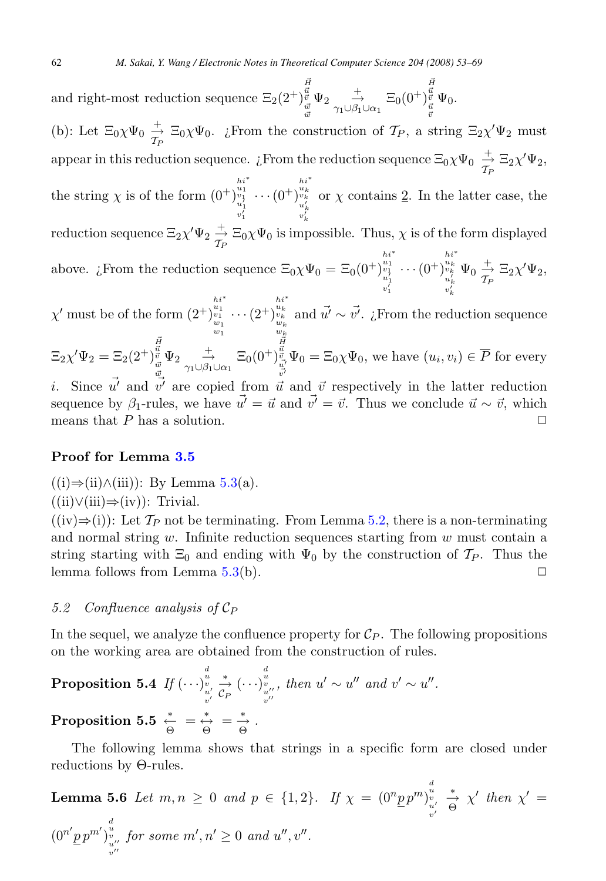and right-most reduction sequence $\Xi_2(2^+)^{\vec{H}}_{\substack{\vec{u}\\ \vec{v}\\ \vec{w}\\ \vec{w}}} \Psi_2 \underset{\gamma_1\cup\beta_1\cup\alpha_1}{\overset{+}{\to}} \Xi_0(0^+)^{\vec{H}}_{\substack{\vec{u}\\ \vec{v}\\ \vec{u}\\ \vec{v}}} \Psi_0$.

(b): Let $\Xi_0\chi\Psi_0 \underset{\mathcal{T}_P}{\overset{+}{\to}} \Xi_0\chi\Psi_0$. ¿From the construction of $\mathcal{T}_P$, a string $\Xi_2\chi'\Psi_2$ must appear in this reduction sequence. ¿From the reduction sequence $\Xi_0\chi\Psi_0 \underset{\mathcal{T}_P}{\overset{+}{\to}} \Xi_2\chi'\Psi_2$, the string $\chi$ is of the form $(0^+)^{hi^*}_{\substack{u_1\\ v_1\\ u_1'\\ v_1'}} \cdots (0^+)^{hi^*}_{\substack{u_k\\ v_k\\ u_k'\\ v_k'}}$ or $\chi$ contains $\underline{2}$. In the latter case, the reduction sequence $\Xi_2\chi'\Psi_2 \underset{\mathcal{T}_P}{\overset{+}{\to}} \Xi_0\chi\Psi_0$ is impossible. Thus, $\chi$ is of the form displayed above. ¿From the reduction sequence $\Xi_0\chi\Psi_0 = \Xi_0(0^+)^{hi^*}_{\substack{u_1\\ v_1\\ u_1'\\ v_1'}} \cdots (0^+)^{hi^*}_{\substack{u_k\\ v_k\\ u_k'\\ v_k'}} \Psi_0 \underset{\mathcal{T}_P}{\overset{+}{\to}} \Xi_2\chi'\Psi_2$, $\chi'$ must be of the form $(2^+)^{hi^*}_{\substack{u_1\\ v_1\\ w_1\\ w_1}} \cdots (2^+)^{hi^*}_{\substack{u_k\\ v_k\\ w_k\\ w_k}}$ and $\vec{u'} \sim \vec{v'}$. ¿From the reduction sequence $\Xi_2\chi'\Psi_2 = \Xi_2(2^+)^{\vec{H}}_{\substack{\vec{u}\\ \vec{v}\\ \vec{w}\\ \vec{w}}} \Psi_2 \underset{\gamma_1\cup\beta_1\cup\alpha_1}{\overset{+}{\to}} \Xi_0(0^+)^{\vec{H}}_{\substack{\vec{u}\\ \vec{v}\\ \vec{u'}\\ \vec{v'}}} \Psi_0 = \Xi_0\chi\Psi_0$, we have $(u_i, v_i) \in \overline{P}$ for every $i$. Since $\vec{u'}$ and $\vec{v'}$ are copied from $\vec{u}$ and $\vec{v}$ respectively in the latter reduction sequence by $\beta_1$-rules, we have $\vec{u'} = \vec{u}$ and $\vec{v'} = \vec{v}$. Thus we conclude $\vec{u} \sim \vec{v}$, which means that $P$ has a solution. □

### Proof for Lemma 3.5

((i)⇒(ii)∧(iii)): By Lemma 5.3(a).

((ii)∨(iii)⇒(iv)): Trivial.

((iv)⇒(i)): Let $\mathcal{T}_P$ not be terminating. From Lemma 5.2, there is a non-terminating and normal string $w$. Infinite reduction sequences starting from $w$ must contain a string starting with $\Xi_0$ and ending with $\Psi_0$ by the construction of $\mathcal{T}_P$. Thus the lemma follows from Lemma 5.3(b). □

### 5.2 Confluence analysis of $\mathcal{C}_P$

In the sequel, we analyze the confluence property for $\mathcal{C}_P$. The following propositions on the working area are obtained from the construction of rules.

**Proposition 5.4** *If* $(\cdots)^{d}_{\substack{u\\ v\\ u'\\ v'}} \underset{\mathcal{C}_P}{\overset{*}{\to}} (\cdots)^{d}_{\substack{u\\ v\\ u''\\ v''}}$*, then* $u' \sim u''$ *and* $v' \sim u''$*.*

**Proposition 5.5** $\underset{\Theta}{\overset{*}{\leftarrow}} = \underset{\Theta}{\overset{*}{\leftrightarrow}} = \underset{\Theta}{\overset{*}{\to}}$.

The following lemma shows that strings in a specific form are closed under reductions by $\Theta$-rules.

**Lemma 5.6** *Let* $m, n \geq 0$ *and* $p \in \{1, 2\}$*. If* $\chi = (0^n\underline{p}\,p^m)^{d}_{\substack{u\\ v\\ u'\\ v'}} \underset{\Theta}{\overset{*}{\to}} \chi'$ *then* $\chi' = (0^{n'}\underline{p}\,p^{m'})^{d}_{\substack{u\\ v\\ u''\\ v''}}$ *for some* $m', n' \geq 0$ *and* $u'', v''$*.*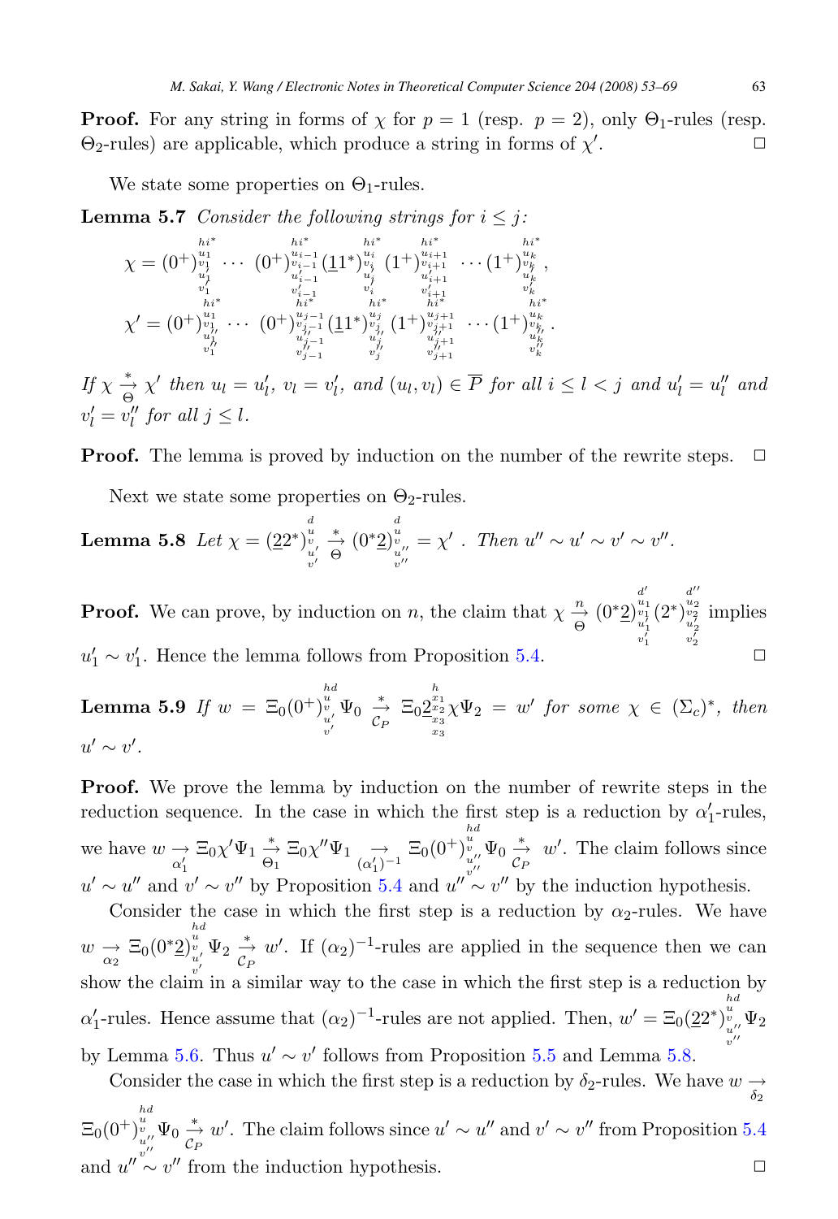**Proof.** For any string in forms of $\chi$ for $p = 1$ (resp. $p = 2$), only $\Theta_1$-rules (resp. $\Theta_2$-rules) are applicable, which produce a string in forms of $\chi'$. □

We state some properties on $\Theta_1$-rules.

**Lemma 5.7** *Consider the following strings for $i \leq j$:*

$$\chi = (0^+)^{\substack{hi^* \\ u_1 \\ v_1 \\ u_1' \\ v_1'}} \cdots (0^+)^{\substack{hi^* \\ u_{i-1} \\ v_{i-1} \\ u_{i-1}' \\ v_{i-1}'}} (\underline{1}1^*)^{\substack{hi^* \\ u_i \\ v_i \\ u_i' \\ v_i'}} (1^+)^{\substack{hi^* \\ u_{i+1} \\ v_{i+1} \\ u_{i+1}' \\ v_{i+1}'}} \cdots (1^+)^{\substack{hi^* \\ u_k \\ v_k \\ u_k' \\ v_k'}},$$

$$\chi' = (0^+)^{\substack{hi^* \\ u_1 \\ v_1 \\ u_1'' \\ v_1''}} \cdots (0^+)^{\substack{hi^* \\ u_{j-1} \\ v_{j-1} \\ u_{j-1}'' \\ v_{j-1}''}} (\underline{1}1^*)^{\substack{hi^* \\ u_j \\ v_j \\ u_j'' \\ v_j''}} (1^+)^{\substack{hi^* \\ u_{j+1} \\ v_{j+1} \\ u_{j+1}'' \\ v_{j+1}''}} \cdots (1^+)^{\substack{hi^* \\ u_k \\ v_k \\ u_k'' \\ v_k''}}.$$

*If $\chi \xrightarrow[\Theta]{*} \chi'$ then $u_l = u_l'$, $v_l = v_l'$, and $(u_l, v_l) \in \overline{P}$ for all $i \leq l < j$ and $u_l' = u_l''$ and $v_l' = v_l''$ for all $j \leq l$.*

**Proof.** The lemma is proved by induction on the number of the rewrite steps. □

Next we state some properties on $\Theta_2$-rules.

**Lemma 5.8** *Let $\chi = (\underline{2}2^*)^{\substack{d \\ u \\ v \\ u' \\ v'}} \xrightarrow[\Theta]{*} (0^*\underline{2})^{\substack{d \\ u \\ v \\ u'' \\ v''}} = \chi'$ . Then $u'' \sim u' \sim v' \sim v''$.*

**Proof.** We can prove, by induction on $n$, the claim that $\chi \xrightarrow[\Theta]{n} (0^*\underline{2})^{\substack{d' \\ u_1 \\ v_1 \\ u_1' \\ v_1'}} (2^*)^{\substack{d'' \\ u_2 \\ v_2 \\ u_2' \\ v_2'}}$ implies $u_1' \sim v_1'$. Hence the lemma follows from Proposition 5.4. □

**Lemma 5.9** *If $w = \Xi_0 (0^+)^{\substack{hd \\ u \\ v \\ u' \\ v'}} \Psi_0 \xrightarrow[\mathcal{C}_P]{*} \Xi_0 \underline{2}^{\substack{h \\ x_1 \\ x_2 \\ x_3 \\ x_3}} \chi \Psi_2 = w'$ for some $\chi \in (\Sigma_c)^*$, then $u' \sim v'$.*

**Proof.** We prove the lemma by induction on the number of rewrite steps in the reduction sequence. In the case in which the first step is a reduction by $\alpha_1'$-rules, we have $w \xrightarrow[\alpha_1']{} \Xi_0 \chi' \Psi_1 \xrightarrow[\Theta_1]{*} \Xi_0 \chi'' \Psi_1 \xrightarrow[(\alpha_1')^{-1}]{} \Xi_0 (0^+)^{\substack{hd \\ u \\ v \\ u'' \\ v''}} \Psi_0 \xrightarrow[\mathcal{C}_P]{*} w'$. The claim follows since $u' \sim u''$ and $v' \sim v''$ by Proposition 5.4 and $u'' \sim v''$ by the induction hypothesis.

Consider the case in which the first step is a reduction by $\alpha_2$-rules. We have $w \xrightarrow[\alpha_2]{} \Xi_0 (0^*\underline{2})^{\substack{hd \\ u \\ v \\ u' \\ v'}} \Psi_2 \xrightarrow[\mathcal{C}_P]{*} w'$. If $(\alpha_2)^{-1}$-rules are applied in the sequence then we can show the claim in a similar way to the case in which the first step is a reduction by $\alpha_1'$-rules. Hence assume that $(\alpha_2)^{-1}$-rules are not applied. Then, $w' = \Xi_0 (\underline{2}2^*)^{\substack{hd \\ u \\ v \\ u'' \\ v''}} \Psi_2$ by Lemma 5.6. Thus $u' \sim v'$ follows from Proposition 5.5 and Lemma 5.8.

Consider the case in which the first step is a reduction by $\delta_2$-rules. We have $w \xrightarrow[\delta_2]{} \Xi_0 (0^+)^{\substack{hd \\ u \\ v \\ u'' \\ v''}} \Psi_0 \xrightarrow[\mathcal{C}_P]{*} w'$. The claim follows since $u' \sim u''$ and $v' \sim v''$ from Proposition 5.4 and $u'' \sim v''$ from the induction hypothesis. □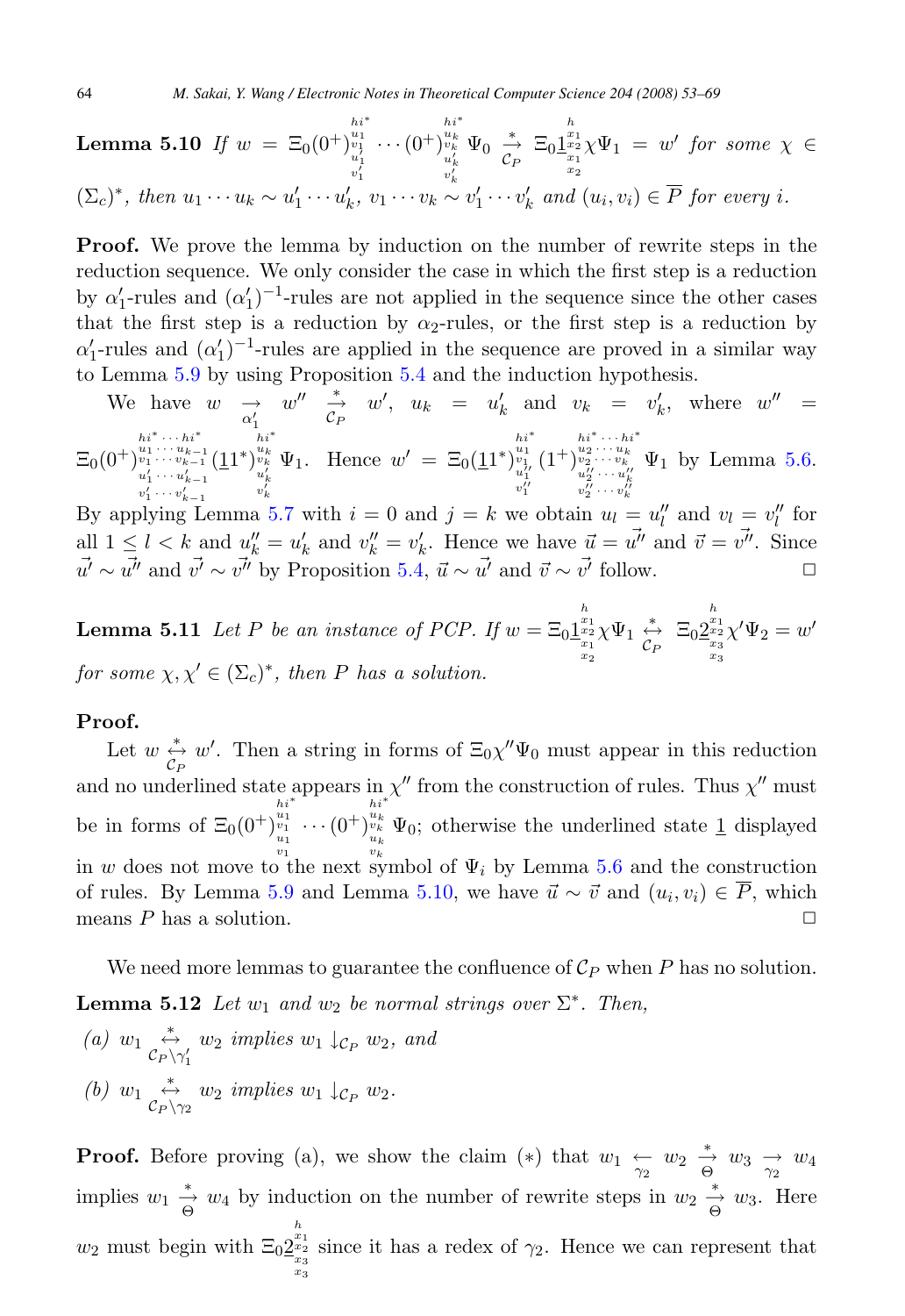**Lemma 5.10** *If* $w = \Xi_0(0^+)^{hi^*}_{\substack{u_1\\v_1\\u_1'\\v_1'}} \cdots (0^+)^{hi^*}_{\substack{u_k\\v_k\\u_k'\\v_k'}} \Psi_0 \xrightarrow[\mathcal{C}_P]{*} \Xi_0 \underline{1}^{h}_{\substack{x_1\\x_2\\x_1\\x_2}} \chi \Psi_1 = w'$ *for some* $\chi \in (\Sigma_c)^*$, *then* $u_1 \cdots u_k \sim u_1' \cdots u_k'$, $v_1 \cdots v_k \sim v_1' \cdots v_k'$ *and* $(u_i, v_i) \in \overline{P}$ *for every* $i$.

**Proof.** We prove the lemma by induction on the number of rewrite steps in the reduction sequence. We only consider the case in which the first step is a reduction by $\alpha_1'$-rules and $(\alpha_1')^{-1}$-rules are not applied in the sequence since the other cases that the first step is a reduction by $\alpha_2$-rules, or the first step is a reduction by $\alpha_1'$-rules and $(\alpha_1')^{-1}$-rules are applied in the sequence are proved in a similar way to Lemma 5.9 by using Proposition 5.4 and the induction hypothesis.

We have $w \xrightarrow[\alpha_1']{} w'' \xrightarrow[\mathcal{C}_P]{*} w'$, $u_k = u_k'$ and $v_k = v_k'$, where $w'' = \Xi_0(0^+)^{hi^* \cdots hi^*}_{\substack{u_1 \cdots u_{k-1}\\v_1 \cdots v_{k-1}\\u_1' \cdots u_{k-1}'\\v_1' \cdots v_{k-1}'}} (\underline{1}1^*)^{hi^*}_{\substack{u_k\\v_k\\u_k'\\v_k'}} \Psi_1$. Hence $w' = \Xi_0(\underline{1}1^*)^{hi^*}_{\substack{u_1\\v_1\\u_1''\\v_1''}} (1^+)^{hi^* \cdots hi^*}_{\substack{u_2 \cdots u_k\\v_2 \cdots v_k\\u_2'' \cdots u_k''\\v_2'' \cdots v_k''}} \Psi_1$ by Lemma 5.6. By applying Lemma 5.7 with $i = 0$ and $j = k$ we obtain $u_l = u_l''$ and $v_l = v_l''$ for all $1 \le l < k$ and $u_k'' = u_k'$ and $v_k'' = v_k'$. Hence we have $\vec{u} = \vec{u''}$ and $\vec{v} = \vec{v''}$. Since $\vec{u'} \sim \vec{u''}$ and $\vec{v'} \sim \vec{v''}$ by Proposition 5.4, $\vec{u} \sim \vec{u'}$ and $\vec{v} \sim \vec{v'}$ follow. $\square$

**Lemma 5.11** *Let* $P$ *be an instance of PCP. If* $w = \Xi_0 \underline{1}^{h}_{\substack{x_1\\x_2\\x_1\\x_2}} \chi \Psi_1 \xleftrightarrow[\mathcal{C}_P]{*} \Xi_0 \underline{2}^{h}_{\substack{x_1\\x_2\\x_3\\x_3}} \chi' \Psi_2 = w'$ *for some* $\chi, \chi' \in (\Sigma_c)^*$, *then* $P$ *has a solution.*

**Proof.**

Let $w \xleftrightarrow[\mathcal{C}_P]{*} w'$. Then a string in forms of $\Xi_0 \chi'' \Psi_0$ must appear in this reduction and no underlined state appears in $\chi''$ from the construction of rules. Thus $\chi''$ must be in forms of $\Xi_0(0^+)^{hi^*}_{\substack{u_1\\v_1\\u_1\\v_1}} \cdots (0^+)^{hi^*}_{\substack{u_k\\v_k\\u_k\\v_k}} \Psi_0$; otherwise the underlined state $\underline{1}$ displayed in $w$ does not move to the next symbol of $\Psi_i$ by Lemma 5.6 and the construction of rules. By Lemma 5.9 and Lemma 5.10, we have $\vec{u} \sim \vec{v}$ and $(u_i, v_i) \in \overline{P}$, which means $P$ has a solution. $\square$

We need more lemmas to guarantee the confluence of $\mathcal{C}_P$ when $P$ has no solution.

**Lemma 5.12** *Let* $w_1$ *and* $w_2$ *be normal strings over* $\Sigma^*$. *Then,*

*(a)* $w_1 \xleftrightarrow[\mathcal{C}_P \setminus \gamma_1']{*} w_2$ *implies* $w_1 \downarrow_{\mathcal{C}_P} w_2$, *and*

*(b)* $w_1 \xleftrightarrow[\mathcal{C}_P \setminus \gamma_2]{*} w_2$ *implies* $w_1 \downarrow_{\mathcal{C}_P} w_2$.

**Proof.** Before proving (a), we show the claim $(*)$ that $w_1 \xleftarrow[\gamma_2]{} w_2 \xrightarrow[\Theta]{*} w_3 \xrightarrow[\gamma_2]{} w_4$ implies $w_1 \xrightarrow[\Theta]{*} w_4$ by induction on the number of rewrite steps in $w_2 \xrightarrow[\Theta]{*} w_3$. Here $w_2$ must begin with $\Xi_0 \underline{2}^{h}_{\substack{x_1\\x_2\\x_3\\x_3}}$ since it has a redex of $\gamma_2$. Hence we can represent that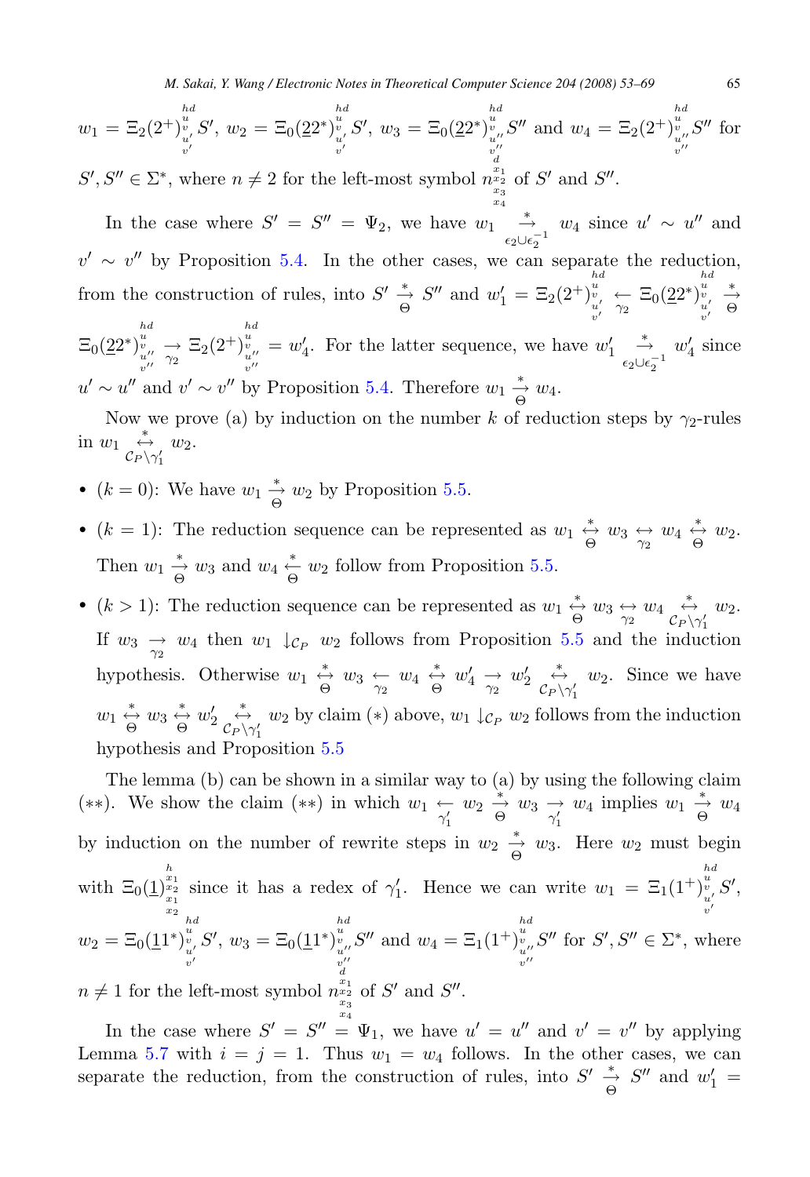$w_1 = \Xi_2(2^+)^{\substack{hd\\u\\v\\u'\\v'}} S'$, $w_2 = \Xi_0(\underline{2}2^*)^{\substack{hd\\u\\v\\u'\\v'}} S'$, $w_3 = \Xi_0(\underline{2}2^*)^{\substack{hd\\u\\v\\u''\\v''}} S''$ and $w_4 = \Xi_2(2^+)^{\substack{hd\\u\\v\\u''\\v''}} S''$ for $S', S'' \in \Sigma^*$, where $n \neq 2$ for the left-most symbol $n^{\substack{d\\x_1\\x_2\\x_3\\x_4}}$ of $S'$ and $S''$.

In the case where $S' = S'' = \Psi_2$, we have $w_1 \xrightarrow[\epsilon_2 \cup \epsilon_2^{-1}]{*} w_4$ since $u' \sim u''$ and $v' \sim v''$ by Proposition 5.4. In the other cases, we can separate the reduction, from the construction of rules, into $S' \xrightarrow[\Theta]{*} S''$ and $w_1' = \Xi_2(2^+)^{\substack{hd\\u\\v\\u'\\v'}} \xleftarrow[\gamma_2]{} \Xi_0(\underline{2}2^*)^{\substack{hd\\u\\v\\u'\\v'}} \xrightarrow[\Theta]{*} \Xi_0(\underline{2}2^*)^{\substack{hd\\u\\v\\u''\\v''}} \xrightarrow[\gamma_2]{} \Xi_2(2^+)^{\substack{hd\\u\\v\\u''\\v''}} = w_4'$. For the latter sequence, we have $w_1' \xrightarrow[\epsilon_2 \cup \epsilon_2^{-1}]{*} w_4'$ since $u' \sim u''$ and $v' \sim v''$ by Proposition 5.4. Therefore $w_1 \xrightarrow[\Theta]{*} w_4$.

Now we prove (a) by induction on the number $k$ of reduction steps by $\gamma_2$-rules in $w_1 \overset{*}{\underset{\mathcal{C}_P \setminus \gamma_1'}{\leftrightarrow}} w_2$.

- ($k = 0$): We have $w_1 \xrightarrow[\Theta]{*} w_2$ by Proposition 5.5.
- ($k = 1$): The reduction sequence can be represented as $w_1 \overset{*}{\underset{\Theta}{\leftrightarrow}} w_3 \underset{\gamma_2}{\leftrightarrow} w_4 \overset{*}{\underset{\Theta}{\leftrightarrow}} w_2$. Then $w_1 \xrightarrow[\Theta]{*} w_3$ and $w_4 \xleftarrow[\Theta]{*} w_2$ follow from Proposition 5.5.
- ($k > 1$): The reduction sequence can be represented as $w_1 \overset{*}{\underset{\Theta}{\leftrightarrow}} w_3 \underset{\gamma_2}{\leftrightarrow} w_4 \overset{*}{\underset{\mathcal{C}_P \setminus \gamma_1'}{\leftrightarrow}} w_2$. If $w_3 \xrightarrow[\gamma_2]{} w_4$ then $w_1 \downarrow_{\mathcal{C}_P} w_2$ follows from Proposition 5.5 and the induction hypothesis. Otherwise $w_1 \overset{*}{\underset{\Theta}{\leftrightarrow}} w_3 \xleftarrow[\gamma_2]{} w_4 \overset{*}{\underset{\Theta}{\leftrightarrow}} w_4' \xrightarrow[\gamma_2]{} w_2' \overset{*}{\underset{\mathcal{C}_P \setminus \gamma_1'}{\leftrightarrow}} w_2$. Since we have $w_1 \overset{*}{\underset{\Theta}{\leftrightarrow}} w_3 \overset{*}{\underset{\Theta}{\leftrightarrow}} w_2' \overset{*}{\underset{\mathcal{C}_P \setminus \gamma_1'}{\leftrightarrow}} w_2$ by claim $(*)$ above, $w_1 \downarrow_{\mathcal{C}_P} w_2$ follows from the induction hypothesis and Proposition 5.5

The lemma (b) can be shown in a similar way to (a) by using the following claim $(**)$. We show the claim $(**)$ in which $w_1 \xleftarrow[\gamma_1']{} w_2 \xrightarrow[\Theta]{*} w_3 \xrightarrow[\gamma_1']{} w_4$ implies $w_1 \xrightarrow[\Theta]{*} w_4$ by induction on the number of rewrite steps in $w_2 \xrightarrow[\Theta]{*} w_3$. Here $w_2$ must begin with $\Xi_0(\underline{1})^{\substack{h\\x_1\\x_2\\x_1\\x_2}}$ since it has a redex of $\gamma_1'$. Hence we can write $w_1 = \Xi_1(1^+)^{\substack{hd\\u\\v\\u'\\v'}} S'$, $w_2 = \Xi_0(\underline{1}1^*)^{\substack{hd\\u\\v\\u'\\v'}} S'$, $w_3 = \Xi_0(\underline{1}1^*)^{\substack{hd\\u\\v\\u''\\v''}} S''$ and $w_4 = \Xi_1(1^+)^{\substack{hd\\u\\v\\u''\\v''}} S''$ for $S', S'' \in \Sigma^*$, where $n \neq 1$ for the left-most symbol $n^{\substack{d\\x_1\\x_2\\x_3\\x_4}}$ of $S'$ and $S''$.

In the case where $S' = S'' = \Psi_1$, we have $u' = u''$ and $v' = v''$ by applying Lemma 5.7 with $i = j = 1$. Thus $w_1 = w_4$ follows. In the other cases, we can separate the reduction, from the construction of rules, into $S' \xrightarrow[\Theta]{*} S''$ and $w_1' =$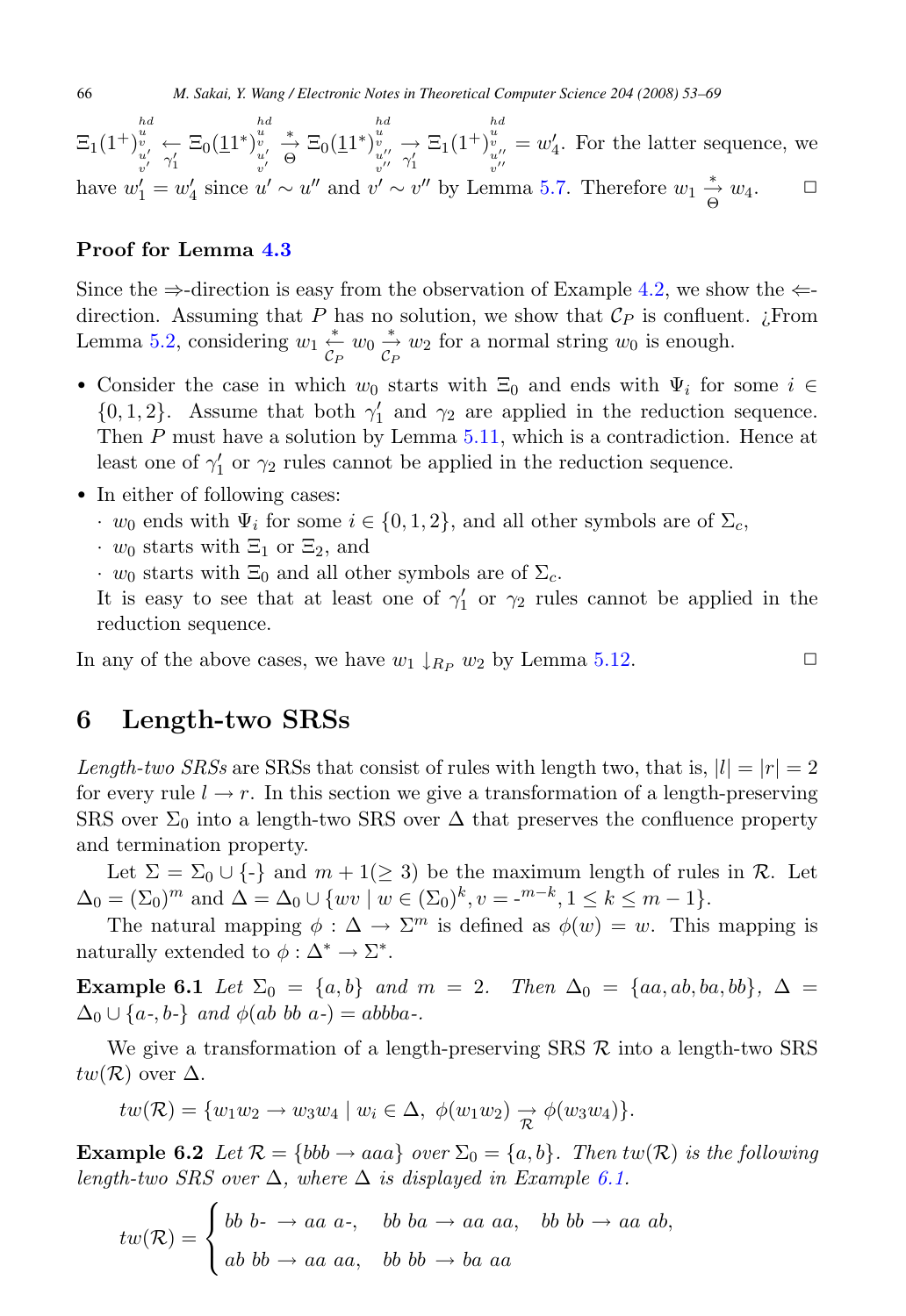$\Xi_1(1^+)^{hd}_{\substack{u\\v\\u'\\v'}} \underset{\gamma_1'}{\leftarrow} \Xi_0(\underline{1}1^*)^{hd}_{\substack{u\\v\\u'\\v'}} \underset{\Theta}{\overset{*}{\to}} \Xi_0(\underline{1}1^*)^{hd}_{\substack{u\\v\\u''\\v''}} \underset{\gamma_1'}{\to} \Xi_1(1^+)^{hd}_{\substack{u\\v\\u''\\v''}} = w_4'$. For the latter sequence, we have $w_1' = w_4'$ since $u' \sim u''$ and $v' \sim v''$ by Lemma 5.7. Therefore $w_1 \underset{\Theta}{\overset{*}{\to}} w_4$. □

### Proof for Lemma 4.3

Since the ⇒-direction is easy from the observation of Example 4.2, we show the ⇐-direction. Assuming that $P$ has no solution, we show that $\mathcal{C}_P$ is confluent. ¿From Lemma 5.2, considering $w_1 \underset{\mathcal{C}_P}{\overset{*}{\leftarrow}} w_0 \underset{\mathcal{C}_P}{\overset{*}{\to}} w_2$ for a normal string $w_0$ is enough.

- Consider the case in which $w_0$ starts with $\Xi_0$ and ends with $\Psi_i$ for some $i \in \{0,1,2\}$. Assume that both $\gamma_1'$ and $\gamma_2$ are applied in the reduction sequence. Then $P$ must have a solution by Lemma 5.11, which is a contradiction. Hence at least one of $\gamma_1'$ or $\gamma_2$ rules cannot be applied in the reduction sequence.
- In either of following cases:
  - · $w_0$ ends with $\Psi_i$ for some $i \in \{0,1,2\}$, and all other symbols are of $\Sigma_c$,
  - · $w_0$ starts with $\Xi_1$ or $\Xi_2$, and
  - · $w_0$ starts with $\Xi_0$ and all other symbols are of $\Sigma_c$.

  It is easy to see that at least one of $\gamma_1'$ or $\gamma_2$ rules cannot be applied in the reduction sequence.

In any of the above cases, we have $w_1 \downarrow_{R_P} w_2$ by Lemma 5.12. □

## 6 Length-two SRSs

*Length-two SRSs* are SRSs that consist of rules with length two, that is, $|l| = |r| = 2$ for every rule $l \to r$. In this section we give a transformation of a length-preserving SRS over $\Sigma_0$ into a length-two SRS over $\Delta$ that preserves the confluence property and termination property.

Let $\Sigma = \Sigma_0 \cup \{\text{-}\}$ and $m+1(\geq 3)$ be the maximum length of rules in $\mathcal{R}$. Let $\Delta_0 = (\Sigma_0)^m$ and $\Delta = \Delta_0 \cup \{wv \mid w \in (\Sigma_0)^k, v = \text{-}^{m-k}, 1 \leq k \leq m-1\}$.

The natural mapping $\phi : \Delta \to \Sigma^m$ is defined as $\phi(w) = w$. This mapping is naturally extended to $\phi : \Delta^* \to \Sigma^*$.

**Example 6.1** *Let $\Sigma_0 = \{a,b\}$ and $m = 2$. Then $\Delta_0 = \{aa, ab, ba, bb\}$, $\Delta = \Delta_0 \cup \{a\text{-}, b\text{-}\}$ and $\phi(ab\ bb\ a\text{-}) = abbba\text{-}$.*

We give a transformation of a length-preserving SRS $\mathcal{R}$ into a length-two SRS $tw(\mathcal{R})$ over $\Delta$.

$$tw(\mathcal{R}) = \{w_1 w_2 \to w_3 w_4 \mid w_i \in \Delta,\ \phi(w_1 w_2) \underset{\mathcal{R}}{\to} \phi(w_3 w_4)\}.$$

**Example 6.2** *Let $\mathcal{R} = \{bbb \to aaa\}$ over $\Sigma_0 = \{a,b\}$. Then $tw(\mathcal{R})$ is the following length-two SRS over $\Delta$, where $\Delta$ is displayed in Example 6.1.*

$$tw(\mathcal{R}) = \begin{cases} bb\ b\text{-} \to aa\ a\text{-}, \quad bb\ ba \to aa\ aa, \quad bb\ bb \to aa\ ab, \\ ab\ bb \to aa\ aa, \quad bb\ bb \to ba\ aa \end{cases}$$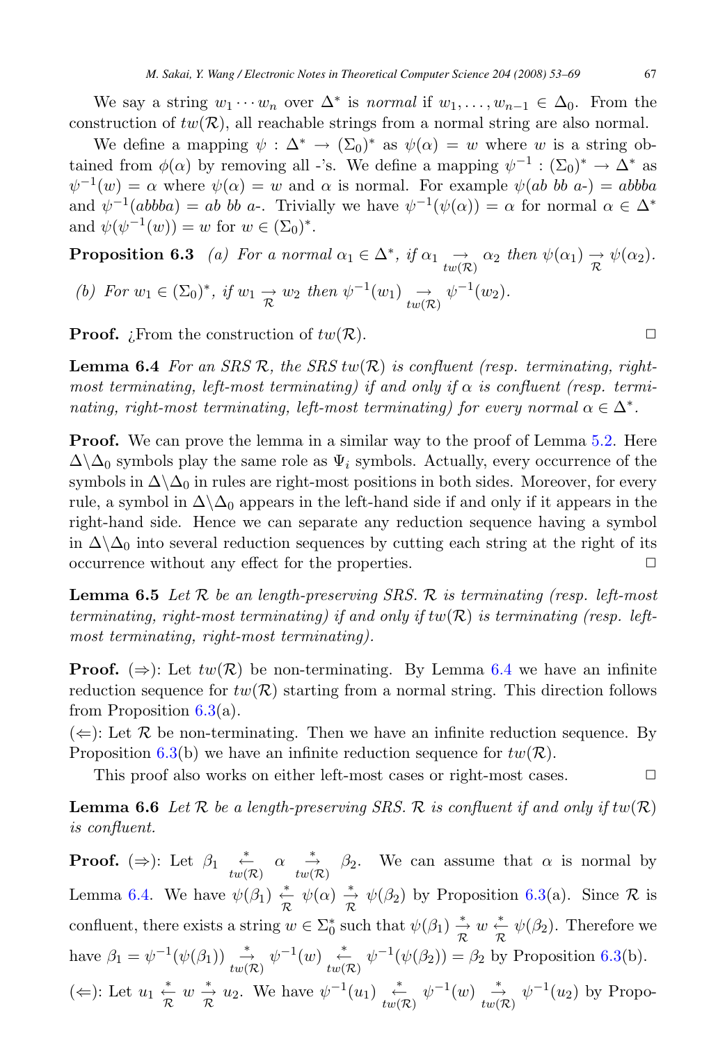We say a string $w_1 \cdots w_n$ over $\Delta^*$ is *normal* if $w_1, \ldots, w_{n-1} \in \Delta_0$. From the construction of $tw(\mathcal{R})$, all reachable strings from a normal string are also normal.

We define a mapping $\psi : \Delta^* \to (\Sigma_0)^*$ as $\psi(\alpha) = w$ where $w$ is a string obtained from $\phi(\alpha)$ by removing all -'s. We define a mapping $\psi^{-1} : (\Sigma_0)^* \to \Delta^*$ as $\psi^{-1}(w) = \alpha$ where $\psi(\alpha) = w$ and $\alpha$ is normal. For example $\psi(ab\ bb\ a\text{-}) = abbba$ and $\psi^{-1}(abbba) = ab\ bb\ a\text{-}$. Trivially we have $\psi^{-1}(\psi(\alpha)) = \alpha$ for normal $\alpha \in \Delta^*$ and $\psi(\psi^{-1}(w)) = w$ for $w \in (\Sigma_0)^*$.

**Proposition 6.3** *(a) For a normal $\alpha_1 \in \Delta^*$, if $\alpha_1 \underset{tw(\mathcal{R})}{\to} \alpha_2$ then $\psi(\alpha_1) \underset{\mathcal{R}}{\to} \psi(\alpha_2)$.*

*(b) For $w_1 \in (\Sigma_0)^*$, if $w_1 \underset{\mathcal{R}}{\to} w_2$ then $\psi^{-1}(w_1) \underset{tw(\mathcal{R})}{\to} \psi^{-1}(w_2)$.*

**Proof.** ¿From the construction of $tw(\mathcal{R})$. □

**Lemma 6.4** *For an SRS $\mathcal{R}$, the SRS $tw(\mathcal{R})$ is confluent (resp. terminating, right-most terminating, left-most terminating) if and only if $\alpha$ is confluent (resp. terminating, right-most terminating, left-most terminating) for every normal $\alpha \in \Delta^*$.*

**Proof.** We can prove the lemma in a similar way to the proof of Lemma 5.2. Here $\Delta \backslash \Delta_0$ symbols play the same role as $\Psi_i$ symbols. Actually, every occurrence of the symbols in $\Delta \backslash \Delta_0$ in rules are right-most positions in both sides. Moreover, for every rule, a symbol in $\Delta \backslash \Delta_0$ appears in the left-hand side if and only if it appears in the right-hand side. Hence we can separate any reduction sequence having a symbol in $\Delta \backslash \Delta_0$ into several reduction sequences by cutting each string at the right of its occurrence without any effect for the properties. □

**Lemma 6.5** *Let $\mathcal{R}$ be an length-preserving SRS. $\mathcal{R}$ is terminating (resp. left-most terminating, right-most terminating) if and only if $tw(\mathcal{R})$ is terminating (resp. left-most terminating, right-most terminating).*

**Proof.** (⇒): Let $tw(\mathcal{R})$ be non-terminating. By Lemma 6.4 we have an infinite reduction sequence for $tw(\mathcal{R})$ starting from a normal string. This direction follows from Proposition 6.3(a).

(⇐): Let $\mathcal{R}$ be non-terminating. Then we have an infinite reduction sequence. By Proposition 6.3(b) we have an infinite reduction sequence for $tw(\mathcal{R})$.

This proof also works on either left-most cases or right-most cases. □

**Lemma 6.6** *Let $\mathcal{R}$ be a length-preserving SRS. $\mathcal{R}$ is confluent if and only if $tw(\mathcal{R})$ is confluent.*

**Proof.** (⇒): Let $\beta_1 \underset{tw(\mathcal{R})}{\overset{*}{\leftarrow}} \alpha \underset{tw(\mathcal{R})}{\overset{*}{\to}} \beta_2$. We can assume that $\alpha$ is normal by Lemma 6.4. We have $\psi(\beta_1) \underset{\mathcal{R}}{\overset{*}{\leftarrow}} \psi(\alpha) \underset{\mathcal{R}}{\overset{*}{\to}} \psi(\beta_2)$ by Proposition 6.3(a). Since $\mathcal{R}$ is confluent, there exists a string $w \in \Sigma_0^*$ such that $\psi(\beta_1) \underset{\mathcal{R}}{\overset{*}{\to}} w \underset{\mathcal{R}}{\overset{*}{\leftarrow}} \psi(\beta_2)$. Therefore we have $\beta_1 = \psi^{-1}(\psi(\beta_1)) \underset{tw(\mathcal{R})}{\overset{*}{\to}} \psi^{-1}(w) \underset{tw(\mathcal{R})}{\overset{*}{\leftarrow}} \psi^{-1}(\psi(\beta_2)) = \beta_2$ by Proposition 6.3(b).

(⇐): Let $u_1 \underset{\mathcal{R}}{\overset{*}{\leftarrow}} w \underset{\mathcal{R}}{\overset{*}{\to}} u_2$. We have $\psi^{-1}(u_1) \underset{tw(\mathcal{R})}{\overset{*}{\leftarrow}} \psi^{-1}(w) \underset{tw(\mathcal{R})}{\overset{*}{\to}} \psi^{-1}(u_2)$ by Propo-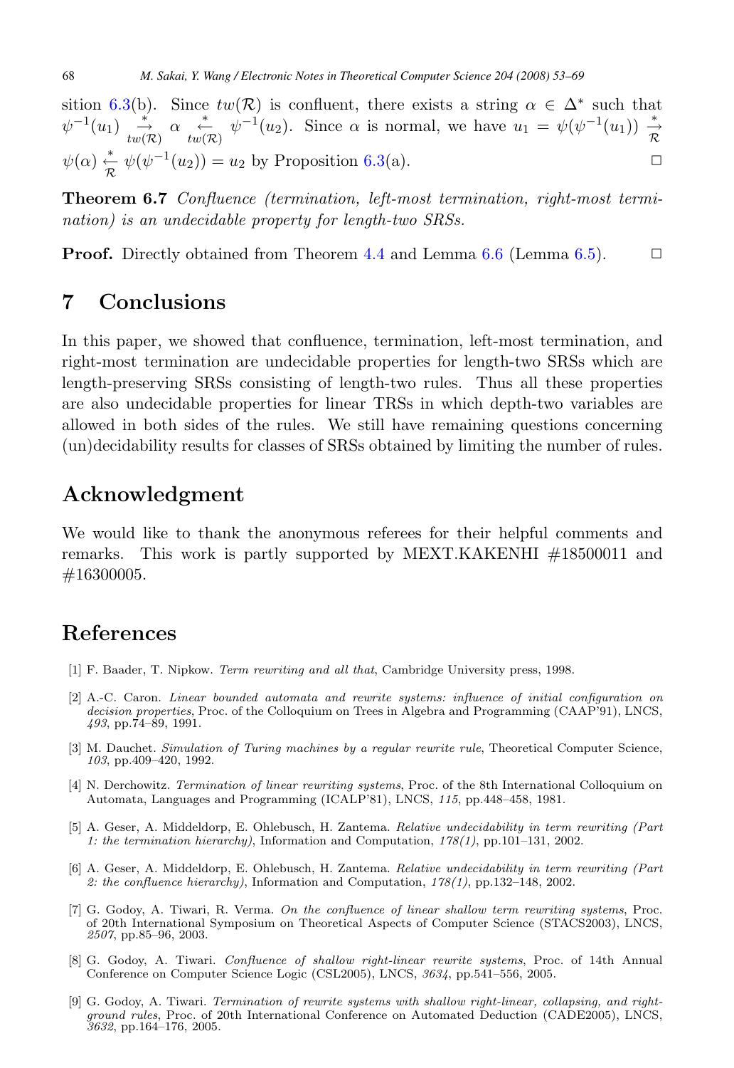sition 6.3(b). Since $tw(\mathcal{R})$ is confluent, there exists a string $\alpha \in \Delta^*$ such that $\psi^{-1}(u_1) \xrightarrow[tw(\mathcal{R})]{*} \alpha \xleftarrow[tw(\mathcal{R})]{*} \psi^{-1}(u_2)$. Since $\alpha$ is normal, we have $u_1 = \psi(\psi^{-1}(u_1)) \xrightarrow[\mathcal{R}]{*} \psi(\alpha) \xleftarrow[\mathcal{R}]{*} \psi(\psi^{-1}(u_2)) = u_2$ by Proposition 6.3(a). □

**Theorem 6.7** *Confluence (termination, left-most termination, right-most termination) is an undecidable property for length-two SRSs.*

**Proof.** Directly obtained from Theorem 4.4 and Lemma 6.6 (Lemma 6.5). □

## 7 Conclusions

In this paper, we showed that confluence, termination, left-most termination, and right-most termination are undecidable properties for length-two SRSs which are length-preserving SRSs consisting of length-two rules. Thus all these properties are also undecidable properties for linear TRSs in which depth-two variables are allowed in both sides of the rules. We still have remaining questions concerning (un)decidability results for classes of SRSs obtained by limiting the number of rules.

## Acknowledgment

We would like to thank the anonymous referees for their helpful comments and remarks. This work is partly supported by MEXT.KAKENHI #18500011 and #16300005.

## References

[1] F. Baader, T. Nipkow. *Term rewriting and all that*, Cambridge University press, 1998.

[2] A.-C. Caron. *Linear bounded automata and rewrite systems: influence of initial configuration on decision properties*, Proc. of the Colloquium on Trees in Algebra and Programming (CAAP'91), LNCS, *493*, pp.74–89, 1991.

[3] M. Dauchet. *Simulation of Turing machines by a regular rewrite rule*, Theoretical Computer Science, *103*, pp.409–420, 1992.

[4] N. Derchowitz. *Termination of linear rewriting systems*, Proc. of the 8th International Colloquium on Automata, Languages and Programming (ICALP'81), LNCS, *115*, pp.448–458, 1981.

[5] A. Geser, A. Middeldorp, E. Ohlebusch, H. Zantema. *Relative undecidability in term rewriting (Part 1: the termination hierarchy)*, Information and Computation, *178(1)*, pp.101–131, 2002.

[6] A. Geser, A. Middeldorp, E. Ohlebusch, H. Zantema. *Relative undecidability in term rewriting (Part 2: the confluence hierarchy)*, Information and Computation, *178(1)*, pp.132–148, 2002.

[7] G. Godoy, A. Tiwari, R. Verma. *On the confluence of linear shallow term rewriting systems*, Proc. of 20th International Symposium on Theoretical Aspects of Computer Science (STACS2003), LNCS, *2507*, pp.85–96, 2003.

[8] G. Godoy, A. Tiwari. *Confluence of shallow right-linear rewrite systems*, Proc. of 14th Annual Conference on Computer Science Logic (CSL2005), LNCS, *3634*, pp.541–556, 2005.

[9] G. Godoy, A. Tiwari. *Termination of rewrite systems with shallow right-linear, collapsing, and right-ground rules*, Proc. of 20th International Conference on Automated Deduction (CADE2005), LNCS, *3632*, pp.164–176, 2005.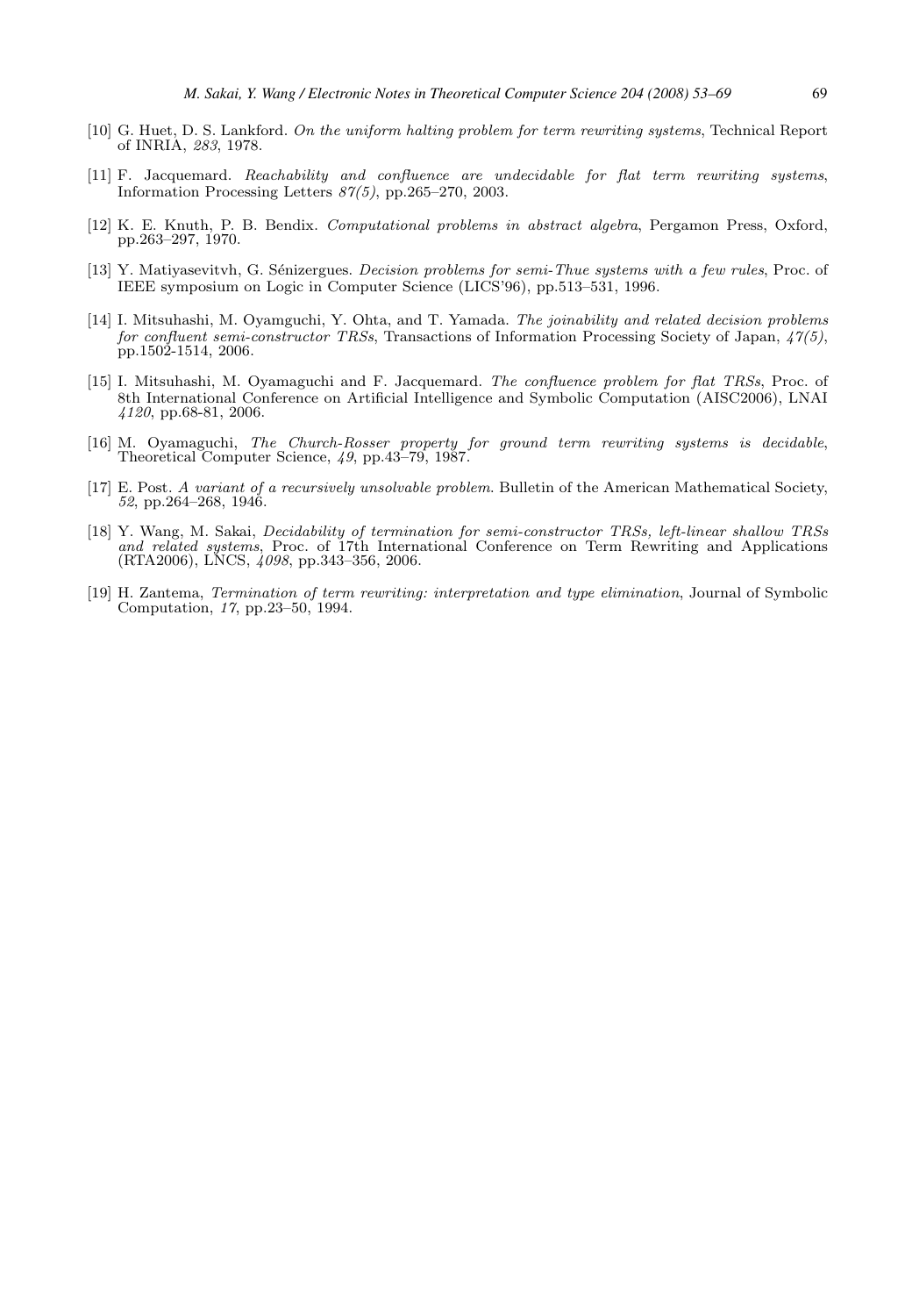[10] G. Huet, D. S. Lankford. *On the uniform halting problem for term rewriting systems*, Technical Report of INRIA, *283*, 1978.

[11] F. Jacquemard. *Reachability and confluence are undecidable for flat term rewriting systems*, Information Processing Letters *87(5)*, pp.265–270, 2003.

[12] K. E. Knuth, P. B. Bendix. *Computational problems in abstract algebra*, Pergamon Press, Oxford, pp.263–297, 1970.

[13] Y. Matiyasevitvh, G. Sénizergues. *Decision problems for semi-Thue systems with a few rules*, Proc. of IEEE symposium on Logic in Computer Science (LICS'96), pp.513–531, 1996.

[14] I. Mitsuhashi, M. Oyamguchi, Y. Ohta, and T. Yamada. *The joinability and related decision problems for confluent semi-constructor TRSs*, Transactions of Information Processing Society of Japan, *47(5)*, pp.1502-1514, 2006.

[15] I. Mitsuhashi, M. Oyamaguchi and F. Jacquemard. *The confluence problem for flat TRSs*, Proc. of 8th International Conference on Artificial Intelligence and Symbolic Computation (AISC2006), LNAI *4120*, pp.68-81, 2006.

[16] M. Oyamaguchi, *The Church-Rosser property for ground term rewriting systems is decidable*, Theoretical Computer Science, *49*, pp.43–79, 1987.

[17] E. Post. *A variant of a recursively unsolvable problem.* Bulletin of the American Mathematical Society, *52*, pp.264–268, 1946.

[18] Y. Wang, M. Sakai, *Decidability of termination for semi-constructor TRSs, left-linear shallow TRSs and related systems*, Proc. of 17th International Conference on Term Rewriting and Applications (RTA2006), LNCS, *4098*, pp.343–356, 2006.

[19] H. Zantema, *Termination of term rewriting: interpretation and type elimination*, Journal of Symbolic Computation, *17*, pp.23–50, 1994.